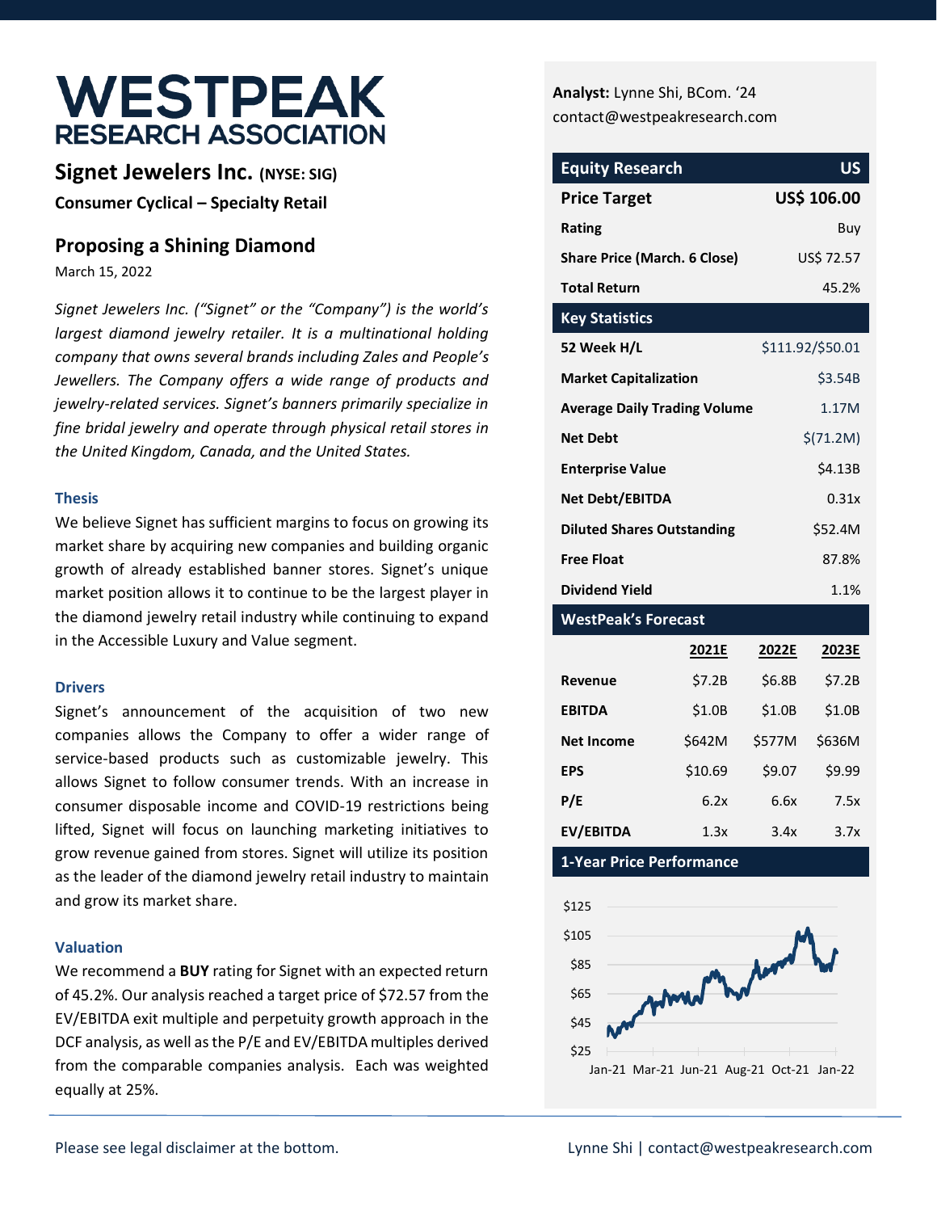# WESTPEAK RESEARCH ASSOCIATION

## Signet Jewelers Inc. (NYSE: SIG)

**Consumer Cyclical – Specialty Retail**

## Proposing a Shining Diamond

March 15, 2022

*Signet Jewelers Inc. ("Signet" or the "Company") is the world's largest diamond jewelry retailer. It is a multinational holding company that owns several brands including Zales and People's Jewellers. The Company offers a wide range of products and jewelry-related services. Signet's banners primarily specialize in fine bridal jewelry and operate through physical retail stores in the United Kingdom, Canada, and the United States.*

### Thesis

We believe Signet has sufficient margins to focus on growing its market share by acquiring new companies and building organic growth of already established banner stores. Signet's unique market position allows it to continue to be the largest player in the diamond jewelry retail industry while continuing to expand in the Accessible Luxury and Value segment.

### Drivers

Signet's announcement of the acquisition of two new companies allows the Company to offer a wider range of service-based products such as customizable jewelry. This allows Signet to follow consumer trends. With an increase in consumer disposable income and COVID-19 restrictions being lifted, Signet will focus on launching marketing initiatives to grow revenue gained from stores. Signet will utilize its position as the leader of the diamond jewelry retail industry to maintain and grow its market share.

### Valuation

We recommend a **BUY** rating for Signet with an expected return of 45.2%. Our analysis reached a target price of $72.57 from the EV/EBITDA exit multiple and perpetuity growth approach in the DCF analysis, as well as the P/E and EV/EBITDA multiples derived from the comparable companies analysis. Each was weighted equally at 25%.

---

**Analyst:** Lynne Shi, BCom. '24
contact@westpeakresearch.com

| Equity Research | US |
|---|---|
| **Price Target** | **US$ 106.00** |
| **Rating** | Buy |
| **Share Price (March. 6 Close)** | US$ 72.57 |
| **Total Return** | 45.2% |

| Key Statistics | |
|---|---|
| **52 Week H/L** | $111.92/$50.01 |
| **Market Capitalization** | $3.54B |
| **Average Daily Trading Volume** | 1.17M |
| **Net Debt** | $(71.2M) |
| **Enterprise Value** | $4.13B |
| **Net Debt/EBITDA** | 0.31x |
| **Diluted Shares Outstanding** | $52.4M |
| **Free Float** | 87.8% |
| **Dividend Yield** | 1.1% |

**WestPeak's Forecast**

| | 2021E | 2022E | 2023E |
|---|---|---|---|
| **Revenue** | $7.2B | $6.8B | $7.2B |
| **EBITDA** | $1.0B | $1.0B | $1.0B |
| **Net Income** | $642M | $577M | $636M |
| **EPS** | $10.69 | $9.07 | $9.99 |
| **P/E** | 6.2x | 6.6x | 7.5x |
| **EV/EBITDA** | 1.3x | 3.4x | 3.7x |

**1-Year Price Performance**

Please see legal disclaimer at the bottom.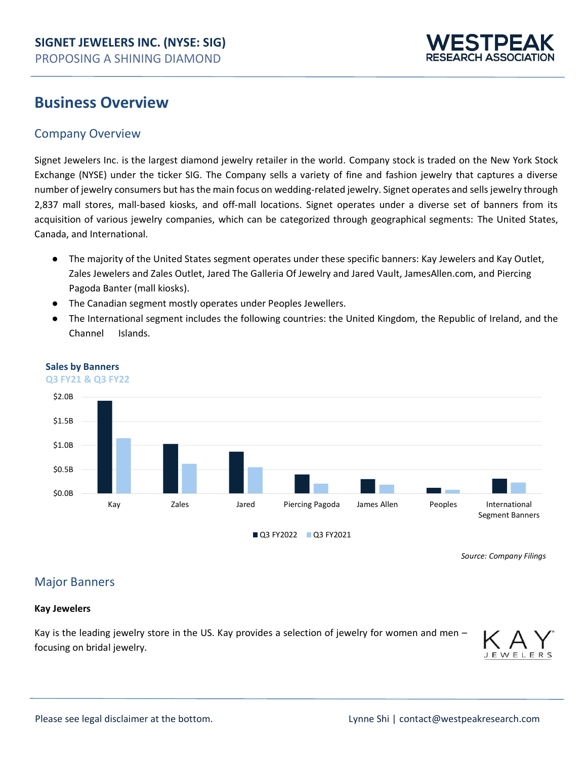# Business Overview

## Company Overview

Signet Jewelers Inc. is the largest diamond jewelry retailer in the world. Company stock is traded on the New York Stock Exchange (NYSE) under the ticker SIG. The Company sells a variety of fine and fashion jewelry that captures a diverse number of jewelry consumers but has the main focus on wedding-related jewelry. Signet operates and sells jewelry through 2,837 mall stores, mall-based kiosks, and off-mall locations. Signet operates under a diverse set of banners from its acquisition of various jewelry companies, which can be categorized through geographical segments: The United States, Canada, and International.

- The majority of the United States segment operates under these specific banners: Kay Jewelers and Kay Outlet, Zales Jewelers and Zales Outlet, Jared The Galleria Of Jewelry and Jared Vault, JamesAllen.com, and Piercing Pagoda Banter (mall kiosks).
- The Canadian segment mostly operates under Peoples Jewellers.
- The International segment includes the following countries: the United Kingdom, the Republic of Ireland, and the Channel Islands.

**Sales by Banners**
Q3 FY21 & Q3 FY22

*Source: Company Filings*

## Major Banners

**Kay Jewelers**

Kay is the leading jewelry store in the US. Kay provides a selection of jewelry for women and men – focusing on bridal jewelry.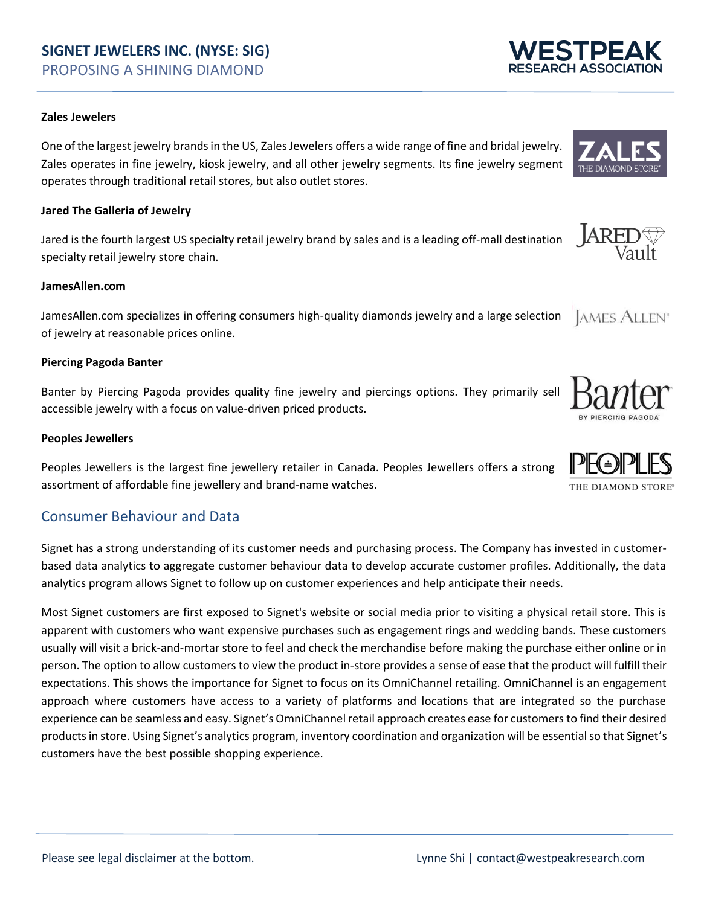**Zales Jewelers**

One of the largest jewelry brands in the US, Zales Jewelers offers a wide range of fine and bridal jewelry. Zales operates in fine jewelry, kiosk jewelry, and all other jewelry segments. Its fine jewelry segment operates through traditional retail stores, but also outlet stores.

**Jared The Galleria of Jewelry**

Jared is the fourth largest US specialty retail jewelry brand by sales and is a leading off-mall destination specialty retail jewelry store chain.

**JamesAllen.com**

JamesAllen.com specializes in offering consumers high-quality diamonds jewelry and a large selection of jewelry at reasonable prices online.

**Piercing Pagoda Banter**

Banter by Piercing Pagoda provides quality fine jewelry and piercings options. They primarily sell accessible jewelry with a focus on value-driven priced products.

**Peoples Jewellers**

Peoples Jewellers is the largest fine jewellery retailer in Canada. Peoples Jewellers offers a strong assortment of affordable fine jewellery and brand-name watches.

## Consumer Behaviour and Data

Signet has a strong understanding of its customer needs and purchasing process. The Company has invested in customer-based data analytics to aggregate customer behaviour data to develop accurate customer profiles. Additionally, the data analytics program allows Signet to follow up on customer experiences and help anticipate their needs.

Most Signet customers are first exposed to Signet's website or social media prior to visiting a physical retail store. This is apparent with customers who want expensive purchases such as engagement rings and wedding bands. These customers usually will visit a brick-and-mortar store to feel and check the merchandise before making the purchase either online or in person. The option to allow customers to view the product in-store provides a sense of ease that the product will fulfill their expectations. This shows the importance for Signet to focus on its OmniChannel retailing. OmniChannel is an engagement approach where customers have access to a variety of platforms and locations that are integrated so the purchase experience can be seamless and easy. Signet's OmniChannel retail approach creates ease for customers to find their desired products in store. Using Signet's analytics program, inventory coordination and organization will be essential so that Signet's customers have the best possible shopping experience.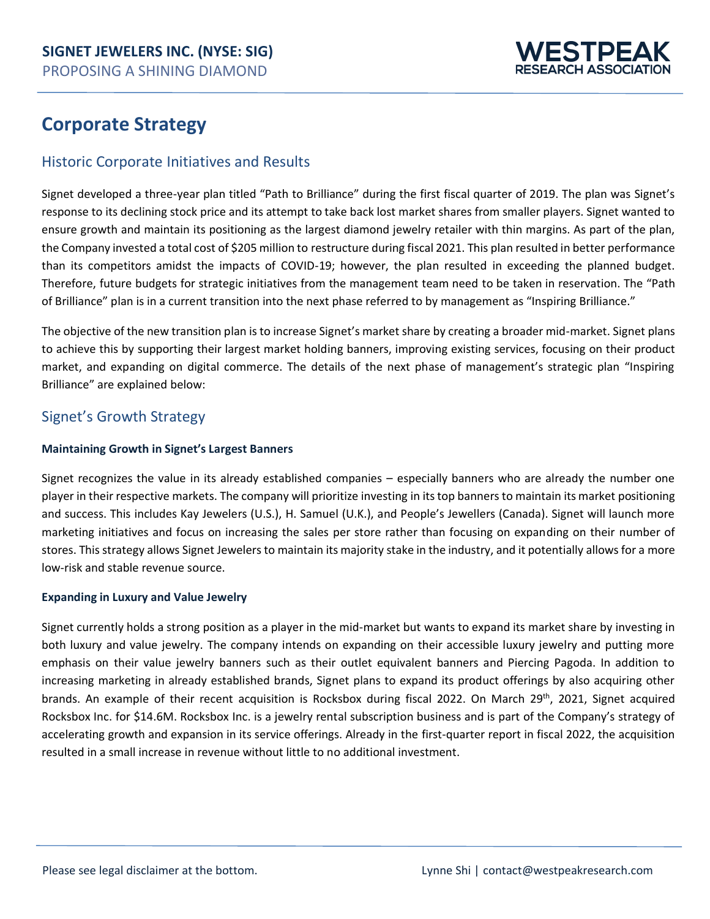# Corporate Strategy

## Historic Corporate Initiatives and Results

Signet developed a three-year plan titled "Path to Brilliance" during the first fiscal quarter of 2019. The plan was Signet's response to its declining stock price and its attempt to take back lost market shares from smaller players. Signet wanted to ensure growth and maintain its positioning as the largest diamond jewelry retailer with thin margins. As part of the plan, the Company invested a total cost of $205 million to restructure during fiscal 2021. This plan resulted in better performance than its competitors amidst the impacts of COVID-19; however, the plan resulted in exceeding the planned budget. Therefore, future budgets for strategic initiatives from the management team need to be taken in reservation. The "Path of Brilliance" plan is in a current transition into the next phase referred to by management as "Inspiring Brilliance."

The objective of the new transition plan is to increase Signet's market share by creating a broader mid-market. Signet plans to achieve this by supporting their largest market holding banners, improving existing services, focusing on their product market, and expanding on digital commerce. The details of the next phase of management's strategic plan "Inspiring Brilliance" are explained below:

## Signet's Growth Strategy

**Maintaining Growth in Signet's Largest Banners**

Signet recognizes the value in its already established companies – especially banners who are already the number one player in their respective markets. The company will prioritize investing in its top banners to maintain its market positioning and success. This includes Kay Jewelers (U.S.), H. Samuel (U.K.), and People's Jewellers (Canada). Signet will launch more marketing initiatives and focus on increasing the sales per store rather than focusing on expanding on their number of stores. This strategy allows Signet Jewelers to maintain its majority stake in the industry, and it potentially allows for a more low-risk and stable revenue source.

**Expanding in Luxury and Value Jewelry**

Signet currently holds a strong position as a player in the mid-market but wants to expand its market share by investing in both luxury and value jewelry. The company intends on expanding on their accessible luxury jewelry and putting more emphasis on their value jewelry banners such as their outlet equivalent banners and Piercing Pagoda. In addition to increasing marketing in already established brands, Signet plans to expand its product offerings by also acquiring other brands. An example of their recent acquisition is Rocksbox during fiscal 2022. On March 29th, 2021, Signet acquired Rocksbox Inc. for $14.6M. Rocksbox Inc. is a jewelry rental subscription business and is part of the Company's strategy of accelerating growth and expansion in its service offerings. Already in the first-quarter report in fiscal 2022, the acquisition resulted in a small increase in revenue without little to no additional investment.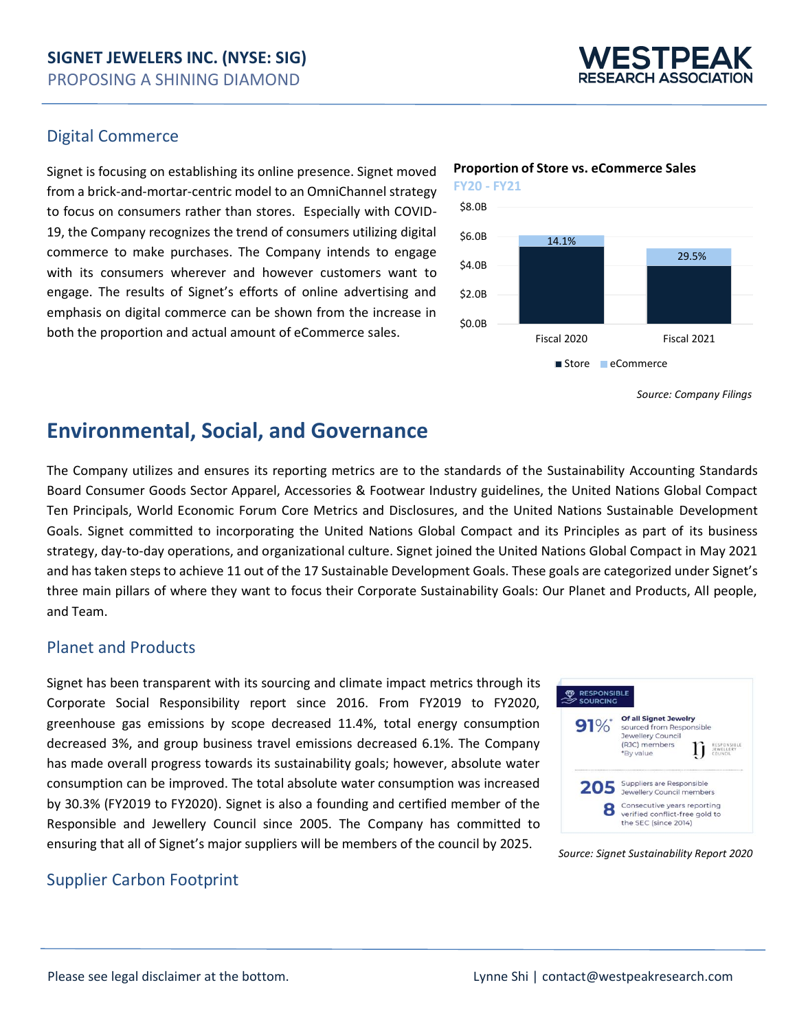## Digital Commerce

Signet is focusing on establishing its online presence. Signet moved from a brick-and-mortar-centric model to an OmniChannel strategy to focus on consumers rather than stores. Especially with COVID-19, the Company recognizes the trend of consumers utilizing digital commerce to make purchases. The Company intends to engage with its consumers wherever and however customers want to engage. The results of Signet's efforts of online advertising and emphasis on digital commerce can be shown from the increase in both the proportion and actual amount of eCommerce sales.

**Proportion of Store vs. eCommerce Sales**
FY20 - FY21

| | Store | eCommerce |
|---|---|---|
| Fiscal 2020 | | 14.1% |
| Fiscal 2021 | | 29.5% |

*Source: Company Filings*

# Environmental, Social, and Governance

The Company utilizes and ensures its reporting metrics are to the standards of the Sustainability Accounting Standards Board Consumer Goods Sector Apparel, Accessories & Footwear Industry guidelines, the United Nations Global Compact Ten Principals, World Economic Forum Core Metrics and Disclosures, and the United Nations Sustainable Development Goals. Signet committed to incorporating the United Nations Global Compact and its Principles as part of its business strategy, day-to-day operations, and organizational culture. Signet joined the United Nations Global Compact in May 2021 and has taken steps to achieve 11 out of the 17 Sustainable Development Goals. These goals are categorized under Signet's three main pillars of where they want to focus their Corporate Sustainability Goals: Our Planet and Products, All people, and Team.

## Planet and Products

Signet has been transparent with its sourcing and climate impact metrics through its Corporate Social Responsibility report since 2016. From FY2019 to FY2020, greenhouse gas emissions by scope decreased 11.4%, total energy consumption decreased 3%, and group business travel emissions decreased 6.1%. The Company has made overall progress towards its sustainability goals; however, absolute water consumption can be improved. The total absolute water consumption was increased by 30.3% (FY2019 to FY2020). Signet is also a founding and certified member of the Responsible and Jewellery Council since 2005. The Company has committed to ensuring that all of Signet's major suppliers will be members of the council by 2025.

**RESPONSIBLE SOURCING**

- **91%*** Of all Signet Jewelry sourced from Responsible Jewellery Council (RJC) members *By value
- **205** Suppliers are Responsible Jewellery Council members
- **8** Consecutive years reporting verified conflict-free gold to the SEC (since 2014)

*Source: Signet Sustainability Report 2020*

## Supplier Carbon Footprint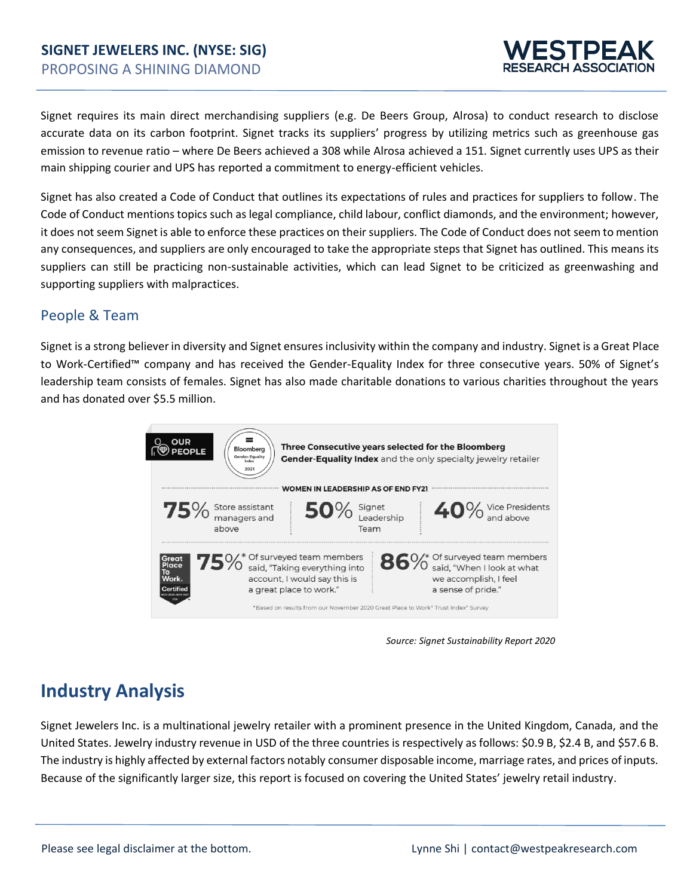Signet requires its main direct merchandising suppliers (e.g. De Beers Group, Alrosa) to conduct research to disclose accurate data on its carbon footprint. Signet tracks its suppliers' progress by utilizing metrics such as greenhouse gas emission to revenue ratio – where De Beers achieved a 308 while Alrosa achieved a 151. Signet currently uses UPS as their main shipping courier and UPS has reported a commitment to energy-efficient vehicles.

Signet has also created a Code of Conduct that outlines its expectations of rules and practices for suppliers to follow. The Code of Conduct mentions topics such as legal compliance, child labour, conflict diamonds, and the environment; however, it does not seem Signet is able to enforce these practices on their suppliers. The Code of Conduct does not seem to mention any consequences, and suppliers are only encouraged to take the appropriate steps that Signet has outlined. This means its suppliers can still be practicing non-sustainable activities, which can lead Signet to be criticized as greenwashing and supporting suppliers with malpractices.

## People & Team

Signet is a strong believer in diversity and Signet ensures inclusivity within the company and industry. Signet is a Great Place to Work-Certified™ company and has received the Gender-Equality Index for three consecutive years. 50% of Signet's leadership team consists of females. Signet has also made charitable donations to various charities throughout the years and has donated over $5.5 million.

**OUR PEOPLE**

**Three Consecutive years selected for the Bloomberg Gender-Equality Index** and the only specialty jewelry retailer

**WOMEN IN LEADERSHIP AS OF END FY21**

- **75%** Store assistant managers and above
- **50%** Signet Leadership Team
- **40%** Vice Presidents and above

Great Place To Work® Certified

- **75%*** Of surveyed team members said, "Taking everything into account, I would say this is a great place to work."
- **86%*** Of surveyed team members said, "When I look at what we accomplish, I feel a sense of pride."

*Based on results from our November 2020 Great Place to Work® Trust Index© Survey

*Source: Signet Sustainability Report 2020*

# Industry Analysis

Signet Jewelers Inc. is a multinational jewelry retailer with a prominent presence in the United Kingdom, Canada, and the United States. Jewelry industry revenue in USD of the three countries is respectively as follows: $0.9 B, $2.4 B, and $57.6 B. The industry is highly affected by external factors notably consumer disposable income, marriage rates, and prices of inputs. Because of the significantly larger size, this report is focused on covering the United States' jewelry retail industry.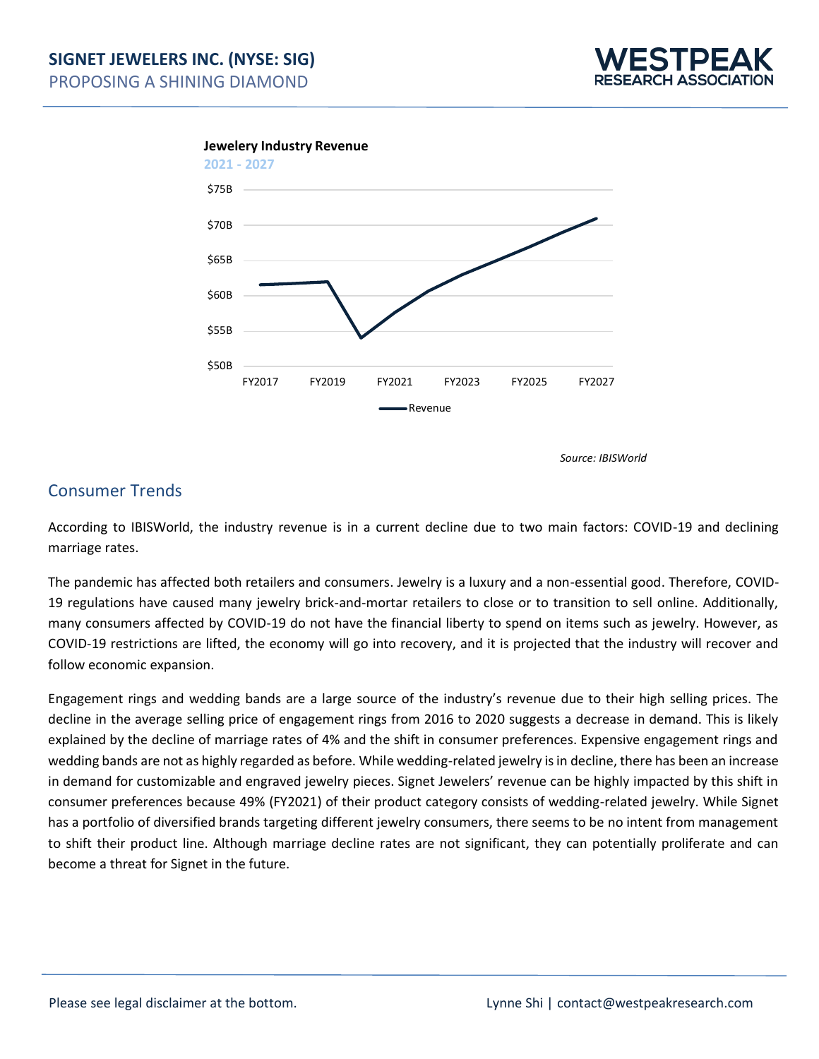**Jewelery Industry Revenue**

2021 - 2027

Source: IBISWorld

## Consumer Trends

According to IBISWorld, the industry revenue is in a current decline due to two main factors: COVID-19 and declining marriage rates.

The pandemic has affected both retailers and consumers. Jewelry is a luxury and a non-essential good. Therefore, COVID-19 regulations have caused many jewelry brick-and-mortar retailers to close or to transition to sell online. Additionally, many consumers affected by COVID-19 do not have the financial liberty to spend on items such as jewelry. However, as COVID-19 restrictions are lifted, the economy will go into recovery, and it is projected that the industry will recover and follow economic expansion.

Engagement rings and wedding bands are a large source of the industry's revenue due to their high selling prices. The decline in the average selling price of engagement rings from 2016 to 2020 suggests a decrease in demand. This is likely explained by the decline of marriage rates of 4% and the shift in consumer preferences. Expensive engagement rings and wedding bands are not as highly regarded as before. While wedding-related jewelry is in decline, there has been an increase in demand for customizable and engraved jewelry pieces. Signet Jewelers' revenue can be highly impacted by this shift in consumer preferences because 49% (FY2021) of their product category consists of wedding-related jewelry. While Signet has a portfolio of diversified brands targeting different jewelry consumers, there seems to be no intent from management to shift their product line. Although marriage decline rates are not significant, they can potentially proliferate and can become a threat for Signet in the future.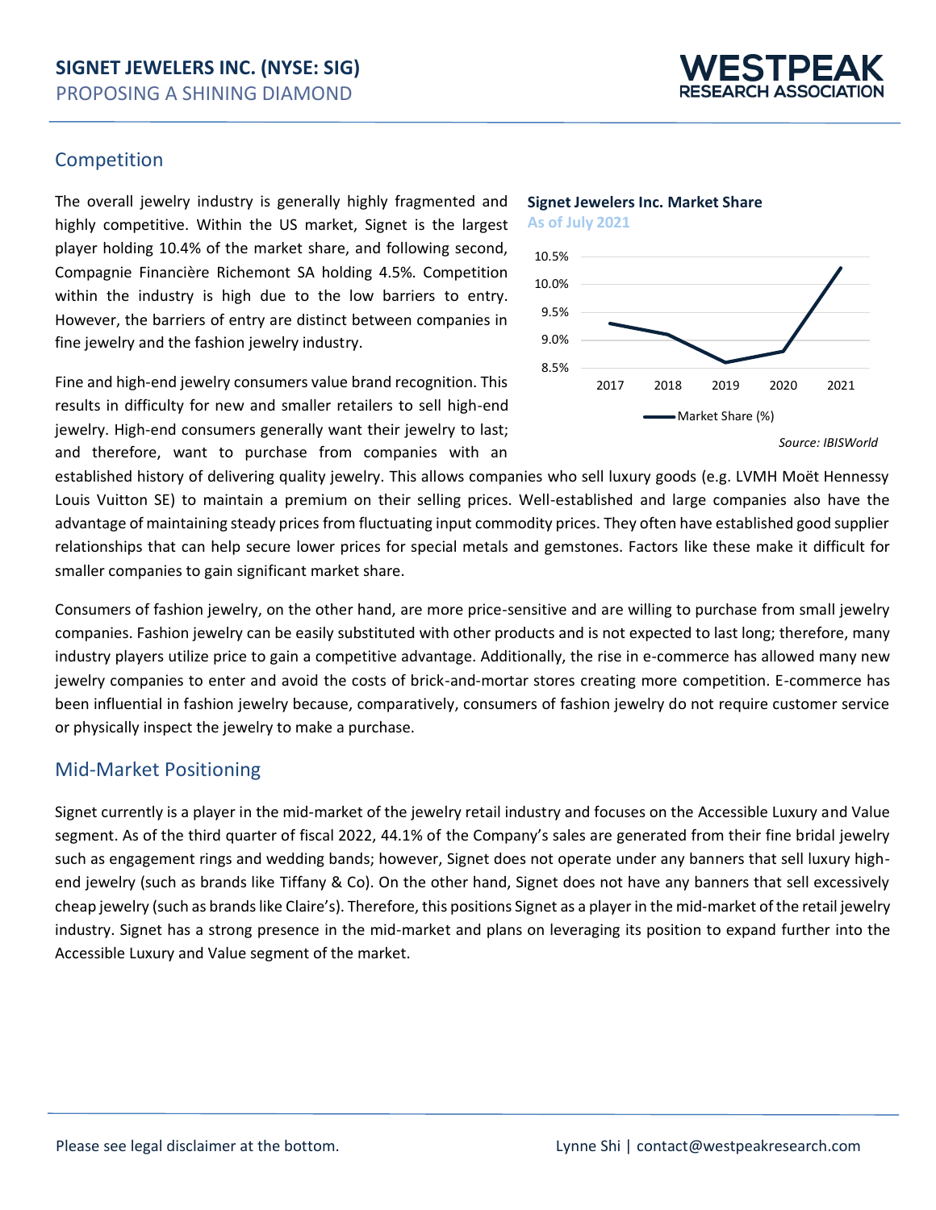## Competition

The overall jewelry industry is generally highly fragmented and highly competitive. Within the US market, Signet is the largest player holding 10.4% of the market share, and following second, Compagnie Financière Richemont SA holding 4.5%. Competition within the industry is high due to the low barriers to entry. However, the barriers of entry are distinct between companies in fine jewelry and the fashion jewelry industry.

**Signet Jewelers Inc. Market Share**
**As of July 2021**

Source: IBISWorld

Fine and high-end jewelry consumers value brand recognition. This results in difficulty for new and smaller retailers to sell high-end jewelry. High-end consumers generally want their jewelry to last; and therefore, want to purchase from companies with an established history of delivering quality jewelry. This allows companies who sell luxury goods (e.g. LVMH Moët Hennessy Louis Vuitton SE) to maintain a premium on their selling prices. Well-established and large companies also have the advantage of maintaining steady prices from fluctuating input commodity prices. They often have established good supplier relationships that can help secure lower prices for special metals and gemstones. Factors like these make it difficult for smaller companies to gain significant market share.

Consumers of fashion jewelry, on the other hand, are more price-sensitive and are willing to purchase from small jewelry companies. Fashion jewelry can be easily substituted with other products and is not expected to last long; therefore, many industry players utilize price to gain a competitive advantage. Additionally, the rise in e-commerce has allowed many new jewelry companies to enter and avoid the costs of brick-and-mortar stores creating more competition. E-commerce has been influential in fashion jewelry because, comparatively, consumers of fashion jewelry do not require customer service or physically inspect the jewelry to make a purchase.

## Mid-Market Positioning

Signet currently is a player in the mid-market of the jewelry retail industry and focuses on the Accessible Luxury and Value segment. As of the third quarter of fiscal 2022, 44.1% of the Company's sales are generated from their fine bridal jewelry such as engagement rings and wedding bands; however, Signet does not operate under any banners that sell luxury high-end jewelry (such as brands like Tiffany & Co). On the other hand, Signet does not have any banners that sell excessively cheap jewelry (such as brands like Claire's). Therefore, this positions Signet as a player in the mid-market of the retail jewelry industry. Signet has a strong presence in the mid-market and plans on leveraging its position to expand further into the Accessible Luxury and Value segment of the market.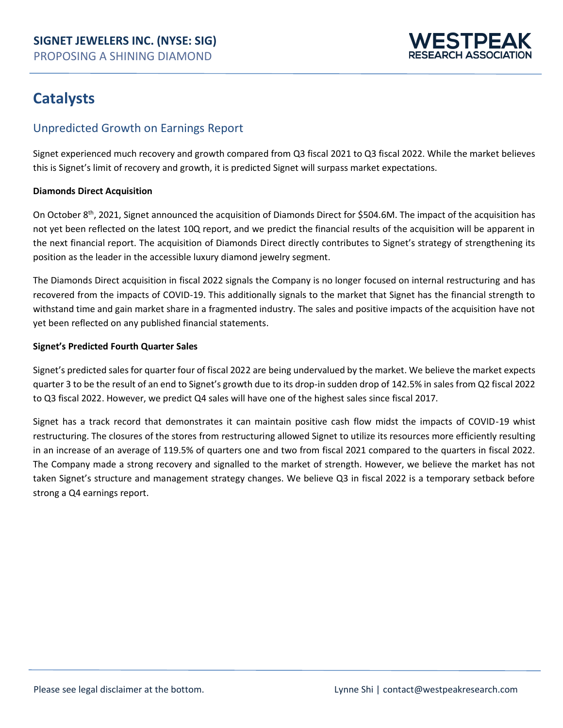# Catalysts

## Unpredicted Growth on Earnings Report

Signet experienced much recovery and growth compared from Q3 fiscal 2021 to Q3 fiscal 2022. While the market believes this is Signet's limit of recovery and growth, it is predicted Signet will surpass market expectations.

**Diamonds Direct Acquisition**

On October 8th, 2021, Signet announced the acquisition of Diamonds Direct for $504.6M. The impact of the acquisition has not yet been reflected on the latest 10Q report, and we predict the financial results of the acquisition will be apparent in the next financial report. The acquisition of Diamonds Direct directly contributes to Signet's strategy of strengthening its position as the leader in the accessible luxury diamond jewelry segment.

The Diamonds Direct acquisition in fiscal 2022 signals the Company is no longer focused on internal restructuring and has recovered from the impacts of COVID-19. This additionally signals to the market that Signet has the financial strength to withstand time and gain market share in a fragmented industry. The sales and positive impacts of the acquisition have not yet been reflected on any published financial statements.

**Signet's Predicted Fourth Quarter Sales**

Signet's predicted sales for quarter four of fiscal 2022 are being undervalued by the market. We believe the market expects quarter 3 to be the result of an end to Signet's growth due to its drop-in sudden drop of 142.5% in sales from Q2 fiscal 2022 to Q3 fiscal 2022. However, we predict Q4 sales will have one of the highest sales since fiscal 2017.

Signet has a track record that demonstrates it can maintain positive cash flow midst the impacts of COVID-19 whist restructuring. The closures of the stores from restructuring allowed Signet to utilize its resources more efficiently resulting in an increase of an average of 119.5% of quarters one and two from fiscal 2021 compared to the quarters in fiscal 2022. The Company made a strong recovery and signalled to the market of strength. However, we believe the market has not taken Signet's structure and management strategy changes. We believe Q3 in fiscal 2022 is a temporary setback before strong a Q4 earnings report.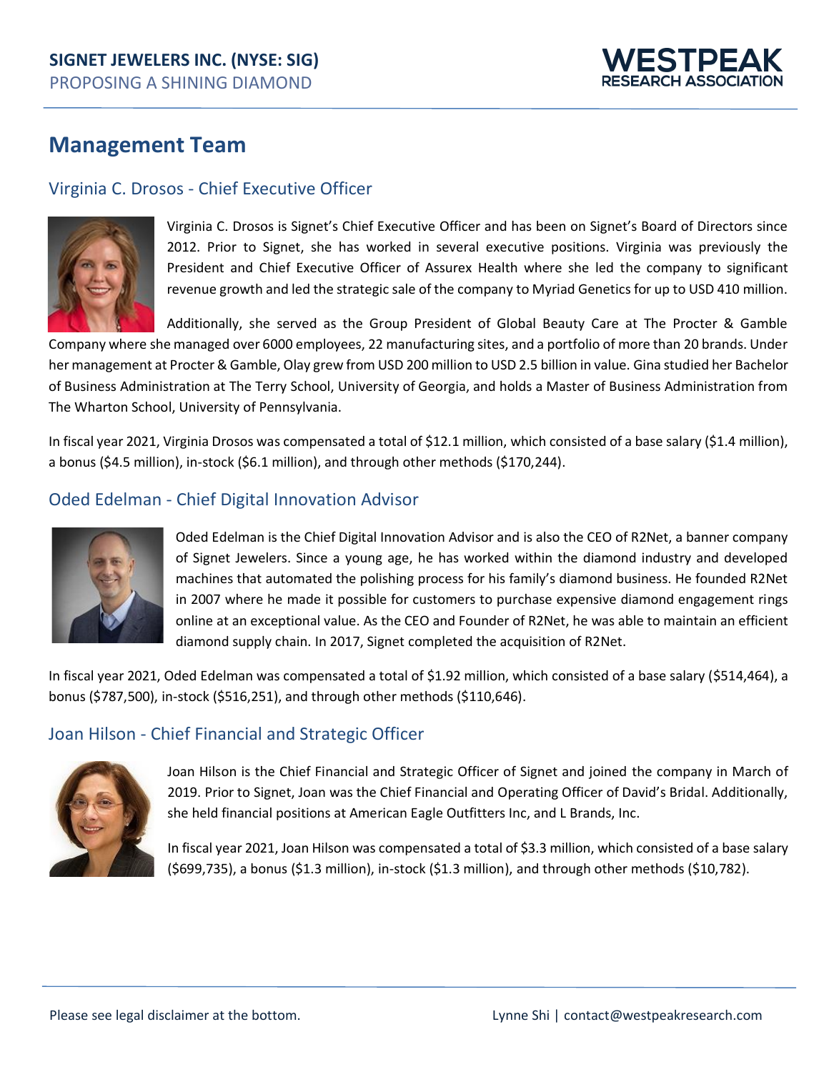# Management Team

## Virginia C. Drosos - Chief Executive Officer

Virginia C. Drosos is Signet's Chief Executive Officer and has been on Signet's Board of Directors since 2012. Prior to Signet, she has worked in several executive positions. Virginia was previously the President and Chief Executive Officer of Assurex Health where she led the company to significant revenue growth and led the strategic sale of the company to Myriad Genetics for up to USD 410 million.

Additionally, she served as the Group President of Global Beauty Care at The Procter & Gamble Company where she managed over 6000 employees, 22 manufacturing sites, and a portfolio of more than 20 brands. Under her management at Procter & Gamble, Olay grew from USD 200 million to USD 2.5 billion in value. Gina studied her Bachelor of Business Administration at The Terry School, University of Georgia, and holds a Master of Business Administration from The Wharton School, University of Pennsylvania.

In fiscal year 2021, Virginia Drosos was compensated a total of $12.1 million, which consisted of a base salary ($1.4 million), a bonus ($4.5 million), in-stock ($6.1 million), and through other methods ($170,244).

## Oded Edelman - Chief Digital Innovation Advisor

Oded Edelman is the Chief Digital Innovation Advisor and is also the CEO of R2Net, a banner company of Signet Jewelers. Since a young age, he has worked within the diamond industry and developed machines that automated the polishing process for his family's diamond business. He founded R2Net in 2007 where he made it possible for customers to purchase expensive diamond engagement rings online at an exceptional value. As the CEO and Founder of R2Net, he was able to maintain an efficient diamond supply chain. In 2017, Signet completed the acquisition of R2Net.

In fiscal year 2021, Oded Edelman was compensated a total of $1.92 million, which consisted of a base salary ($514,464), a bonus ($787,500), in-stock ($516,251), and through other methods ($110,646).

## Joan Hilson - Chief Financial and Strategic Officer

Joan Hilson is the Chief Financial and Strategic Officer of Signet and joined the company in March of 2019. Prior to Signet, Joan was the Chief Financial and Operating Officer of David's Bridal. Additionally, she held financial positions at American Eagle Outfitters Inc, and L Brands, Inc.

In fiscal year 2021, Joan Hilson was compensated a total of $3.3 million, which consisted of a base salary ($699,735), a bonus ($1.3 million), in-stock ($1.3 million), and through other methods ($10,782).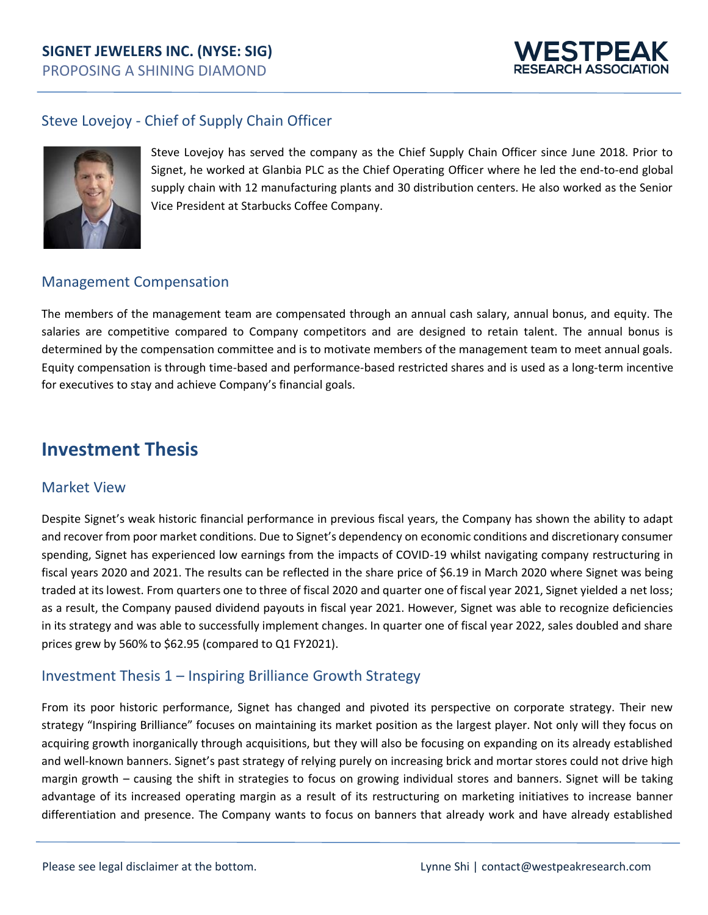### Steve Lovejoy - Chief of Supply Chain Officer

Steve Lovejoy has served the company as the Chief Supply Chain Officer since June 2018. Prior to Signet, he worked at Glanbia PLC as the Chief Operating Officer where he led the end-to-end global supply chain with 12 manufacturing plants and 30 distribution centers. He also worked as the Senior Vice President at Starbucks Coffee Company.

### Management Compensation

The members of the management team are compensated through an annual cash salary, annual bonus, and equity. The salaries are competitive compared to Company competitors and are designed to retain talent. The annual bonus is determined by the compensation committee and is to motivate members of the management team to meet annual goals. Equity compensation is through time-based and performance-based restricted shares and is used as a long-term incentive for executives to stay and achieve Company's financial goals.

## Investment Thesis

### Market View

Despite Signet's weak historic financial performance in previous fiscal years, the Company has shown the ability to adapt and recover from poor market conditions. Due to Signet's dependency on economic conditions and discretionary consumer spending, Signet has experienced low earnings from the impacts of COVID-19 whilst navigating company restructuring in fiscal years 2020 and 2021. The results can be reflected in the share price of $6.19 in March 2020 where Signet was being traded at its lowest. From quarters one to three of fiscal 2020 and quarter one of fiscal year 2021, Signet yielded a net loss; as a result, the Company paused dividend payouts in fiscal year 2021. However, Signet was able to recognize deficiencies in its strategy and was able to successfully implement changes. In quarter one of fiscal year 2022, sales doubled and share prices grew by 560% to $62.95 (compared to Q1 FY2021).

### Investment Thesis 1 – Inspiring Brilliance Growth Strategy

From its poor historic performance, Signet has changed and pivoted its perspective on corporate strategy. Their new strategy "Inspiring Brilliance" focuses on maintaining its market position as the largest player. Not only will they focus on acquiring growth inorganically through acquisitions, but they will also be focusing on expanding on its already established and well-known banners. Signet's past strategy of relying purely on increasing brick and mortar stores could not drive high margin growth – causing the shift in strategies to focus on growing individual stores and banners. Signet will be taking advantage of its increased operating margin as a result of its restructuring on marketing initiatives to increase banner differentiation and presence. The Company wants to focus on banners that already work and have already established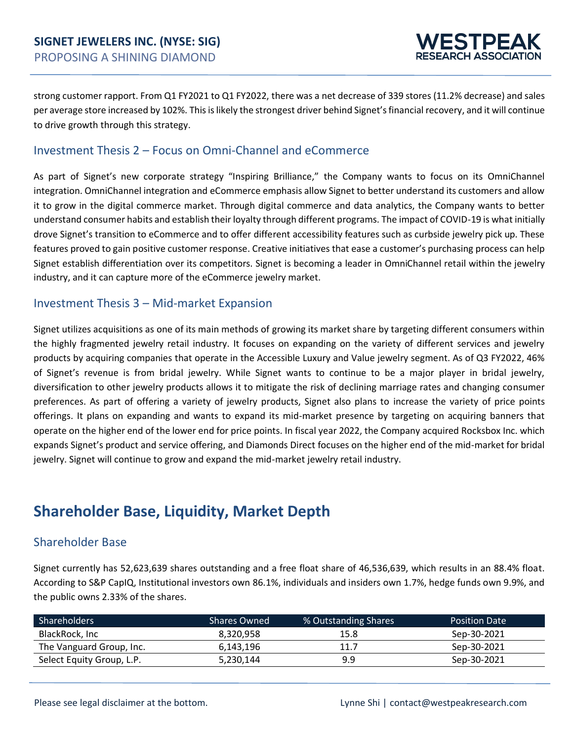strong customer rapport. From Q1 FY2021 to Q1 FY2022, there was a net decrease of 339 stores (11.2% decrease) and sales per average store increased by 102%. This is likely the strongest driver behind Signet's financial recovery, and it will continue to drive growth through this strategy.

### Investment Thesis 2 – Focus on Omni-Channel and eCommerce

As part of Signet's new corporate strategy "Inspiring Brilliance," the Company wants to focus on its OmniChannel integration. OmniChannel integration and eCommerce emphasis allow Signet to better understand its customers and allow it to grow in the digital commerce market. Through digital commerce and data analytics, the Company wants to better understand consumer habits and establish their loyalty through different programs. The impact of COVID-19 is what initially drove Signet's transition to eCommerce and to offer different accessibility features such as curbside jewelry pick up. These features proved to gain positive customer response. Creative initiatives that ease a customer's purchasing process can help Signet establish differentiation over its competitors. Signet is becoming a leader in OmniChannel retail within the jewelry industry, and it can capture more of the eCommerce jewelry market.

### Investment Thesis 3 – Mid-market Expansion

Signet utilizes acquisitions as one of its main methods of growing its market share by targeting different consumers within the highly fragmented jewelry retail industry. It focuses on expanding on the variety of different services and jewelry products by acquiring companies that operate in the Accessible Luxury and Value jewelry segment. As of Q3 FY2022, 46% of Signet's revenue is from bridal jewelry. While Signet wants to continue to be a major player in bridal jewelry, diversification to other jewelry products allows it to mitigate the risk of declining marriage rates and changing consumer preferences. As part of offering a variety of jewelry products, Signet also plans to increase the variety of price points offerings. It plans on expanding and wants to expand its mid-market presence by targeting on acquiring banners that operate on the higher end of the lower end for price points. In fiscal year 2022, the Company acquired Rocksbox Inc. which expands Signet's product and service offering, and Diamonds Direct focuses on the higher end of the mid-market for bridal jewelry. Signet will continue to grow and expand the mid-market jewelry retail industry.

## Shareholder Base, Liquidity, Market Depth

### Shareholder Base

Signet currently has 52,623,639 shares outstanding and a free float share of 46,536,639, which results in an 88.4% float. According to S&P CapIQ, Institutional investors own 86.1%, individuals and insiders own 1.7%, hedge funds own 9.9%, and the public owns 2.33% of the shares.

| Shareholders | Shares Owned | % Outstanding Shares | Position Date |
|---|---|---|---|
| BlackRock, Inc | 8,320,958 | 15.8 | Sep-30-2021 |
| The Vanguard Group, Inc. | 6,143,196 | 11.7 | Sep-30-2021 |
| Select Equity Group, L.P. | 5,230,144 | 9.9 | Sep-30-2021 |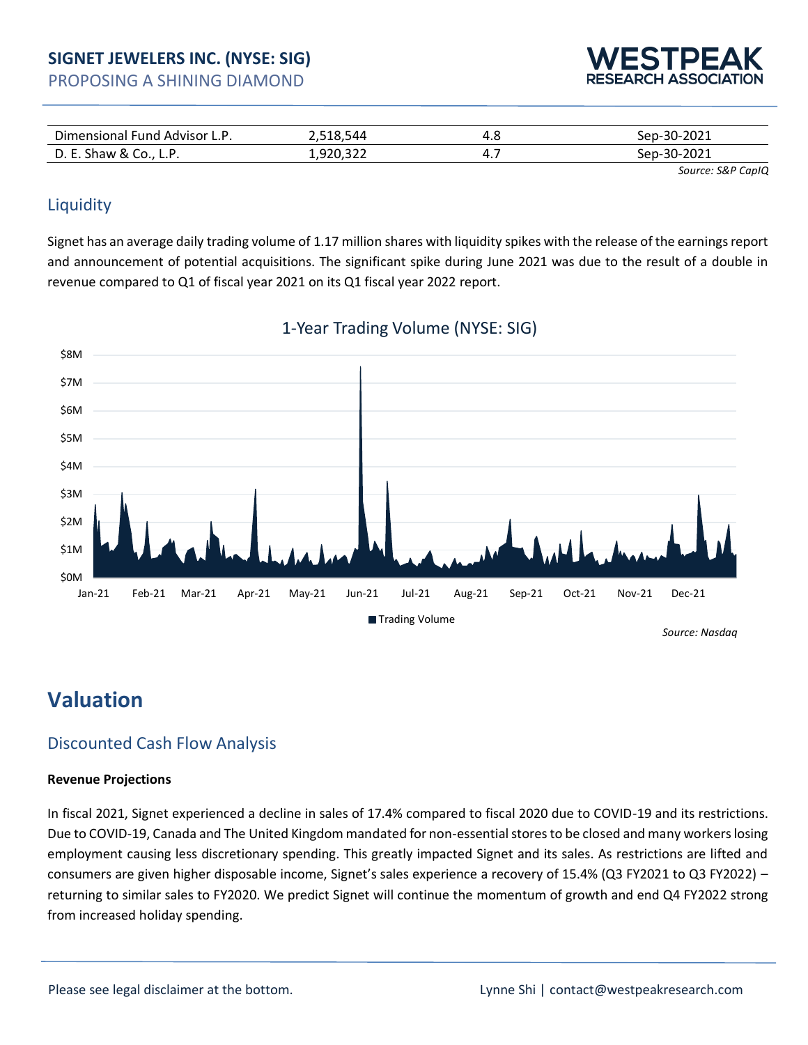| Dimensional Fund Advisor L.P. | 2,518,544 | 4.8 | Sep-30-2021 |
|---|---|---|---|
| D. E. Shaw & Co., L.P. | 1,920,322 | 4.7 | Sep-30-2021 |

*Source: S&P CapIQ*

## Liquidity

Signet has an average daily trading volume of 1.17 million shares with liquidity spikes with the release of the earnings report and announcement of potential acquisitions. The significant spike during June 2021 was due to the result of a double in revenue compared to Q1 of fiscal year 2021 on its Q1 fiscal year 2022 report.

1-Year Trading Volume (NYSE: SIG)

*Source: Nasdaq*

# Valuation

## Discounted Cash Flow Analysis

**Revenue Projections**

In fiscal 2021, Signet experienced a decline in sales of 17.4% compared to fiscal 2020 due to COVID-19 and its restrictions. Due to COVID-19, Canada and The United Kingdom mandated for non-essential stores to be closed and many workers losing employment causing less discretionary spending. This greatly impacted Signet and its sales. As restrictions are lifted and consumers are given higher disposable income, Signet's sales experience a recovery of 15.4% (Q3 FY2021 to Q3 FY2022) – returning to similar sales to FY2020. We predict Signet will continue the momentum of growth and end Q4 FY2022 strong from increased holiday spending.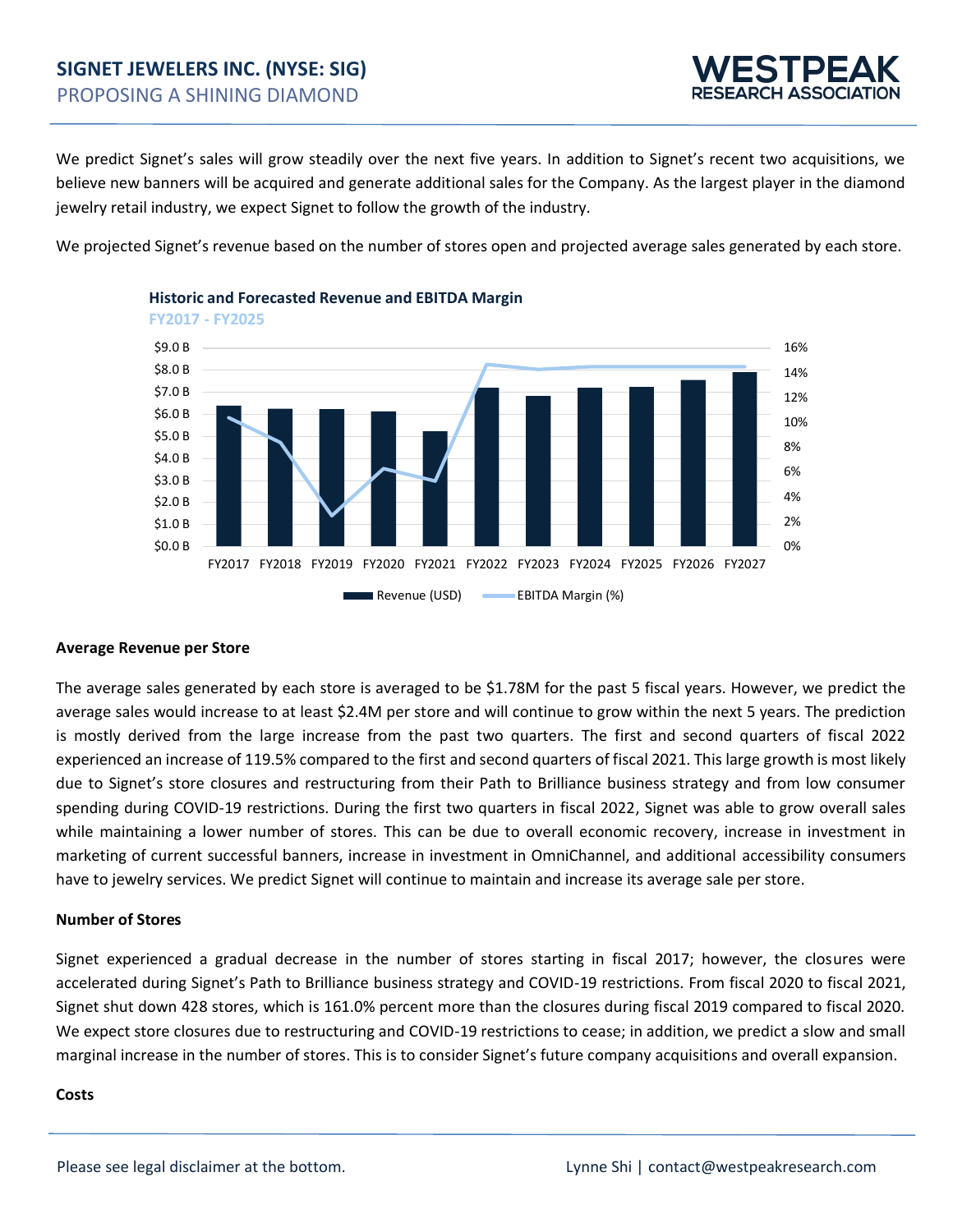We predict Signet's sales will grow steadily over the next five years. In addition to Signet's recent two acquisitions, we believe new banners will be acquired and generate additional sales for the Company. As the largest player in the diamond jewelry retail industry, we expect Signet to follow the growth of the industry.

We projected Signet's revenue based on the number of stores open and projected average sales generated by each store.

**Historic and Forecasted Revenue and EBITDA Margin**

FY2017 - FY2025

**Average Revenue per Store**

The average sales generated by each store is averaged to be $1.78M for the past 5 fiscal years. However, we predict the average sales would increase to at least $2.4M per store and will continue to grow within the next 5 years. The prediction is mostly derived from the large increase from the past two quarters. The first and second quarters of fiscal 2022 experienced an increase of 119.5% compared to the first and second quarters of fiscal 2021. This large growth is most likely due to Signet's store closures and restructuring from their Path to Brilliance business strategy and from low consumer spending during COVID-19 restrictions. During the first two quarters in fiscal 2022, Signet was able to grow overall sales while maintaining a lower number of stores. This can be due to overall economic recovery, increase in investment in marketing of current successful banners, increase in investment in OmniChannel, and additional accessibility consumers have to jewelry services. We predict Signet will continue to maintain and increase its average sale per store.

**Number of Stores**

Signet experienced a gradual decrease in the number of stores starting in fiscal 2017; however, the closures were accelerated during Signet's Path to Brilliance business strategy and COVID-19 restrictions. From fiscal 2020 to fiscal 2021, Signet shut down 428 stores, which is 161.0% percent more than the closures during fiscal 2019 compared to fiscal 2020. We expect store closures due to restructuring and COVID-19 restrictions to cease; in addition, we predict a slow and small marginal increase in the number of stores. This is to consider Signet's future company acquisitions and overall expansion.

**Costs**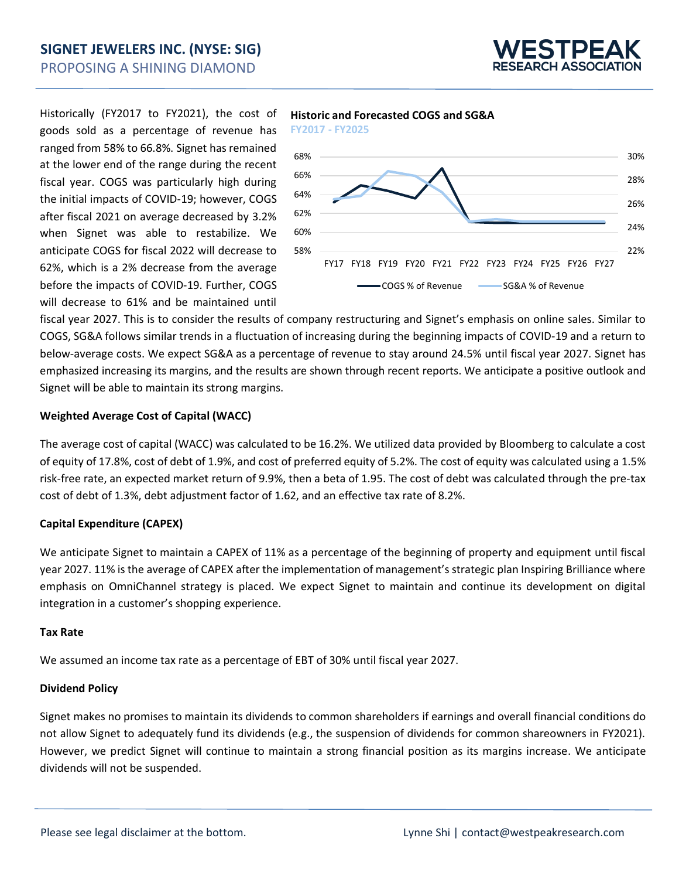Historically (FY2017 to FY2021), the cost of goods sold as a percentage of revenue has ranged from 58% to 66.8%. Signet has remained at the lower end of the range during the recent fiscal year. COGS was particularly high during the initial impacts of COVID-19; however, COGS after fiscal 2021 on average decreased by 3.2% when Signet was able to restabilize. We anticipate COGS for fiscal 2022 will decrease to 62%, which is a 2% decrease from the average before the impacts of COVID-19. Further, COGS will decrease to 61% and be maintained until fiscal year 2027. This is to consider the results of company restructuring and Signet's emphasis on online sales. Similar to COGS, SG&A follows similar trends in a fluctuation of increasing during the beginning impacts of COVID-19 and a return to below-average costs. We expect SG&A as a percentage of revenue to stay around 24.5% until fiscal year 2027. Signet has emphasized increasing its margins, and the results are shown through recent reports. We anticipate a positive outlook and Signet will be able to maintain its strong margins.

**Historic and Forecasted COGS and SG&A**
FY2017 - FY2025

### Weighted Average Cost of Capital (WACC)

The average cost of capital (WACC) was calculated to be 16.2%. We utilized data provided by Bloomberg to calculate a cost of equity of 17.8%, cost of debt of 1.9%, and cost of preferred equity of 5.2%. The cost of equity was calculated using a 1.5% risk-free rate, an expected market return of 9.9%, then a beta of 1.95. The cost of debt was calculated through the pre-tax cost of debt of 1.3%, debt adjustment factor of 1.62, and an effective tax rate of 8.2%.

### Capital Expenditure (CAPEX)

We anticipate Signet to maintain a CAPEX of 11% as a percentage of the beginning of property and equipment until fiscal year 2027. 11% is the average of CAPEX after the implementation of management's strategic plan Inspiring Brilliance where emphasis on OmniChannel strategy is placed. We expect Signet to maintain and continue its development on digital integration in a customer's shopping experience.

### Tax Rate

We assumed an income tax rate as a percentage of EBT of 30% until fiscal year 2027.

### Dividend Policy

Signet makes no promises to maintain its dividends to common shareholders if earnings and overall financial conditions do not allow Signet to adequately fund its dividends (e.g., the suspension of dividends for common shareowners in FY2021). However, we predict Signet will continue to maintain a strong financial position as its margins increase. We anticipate dividends will not be suspended.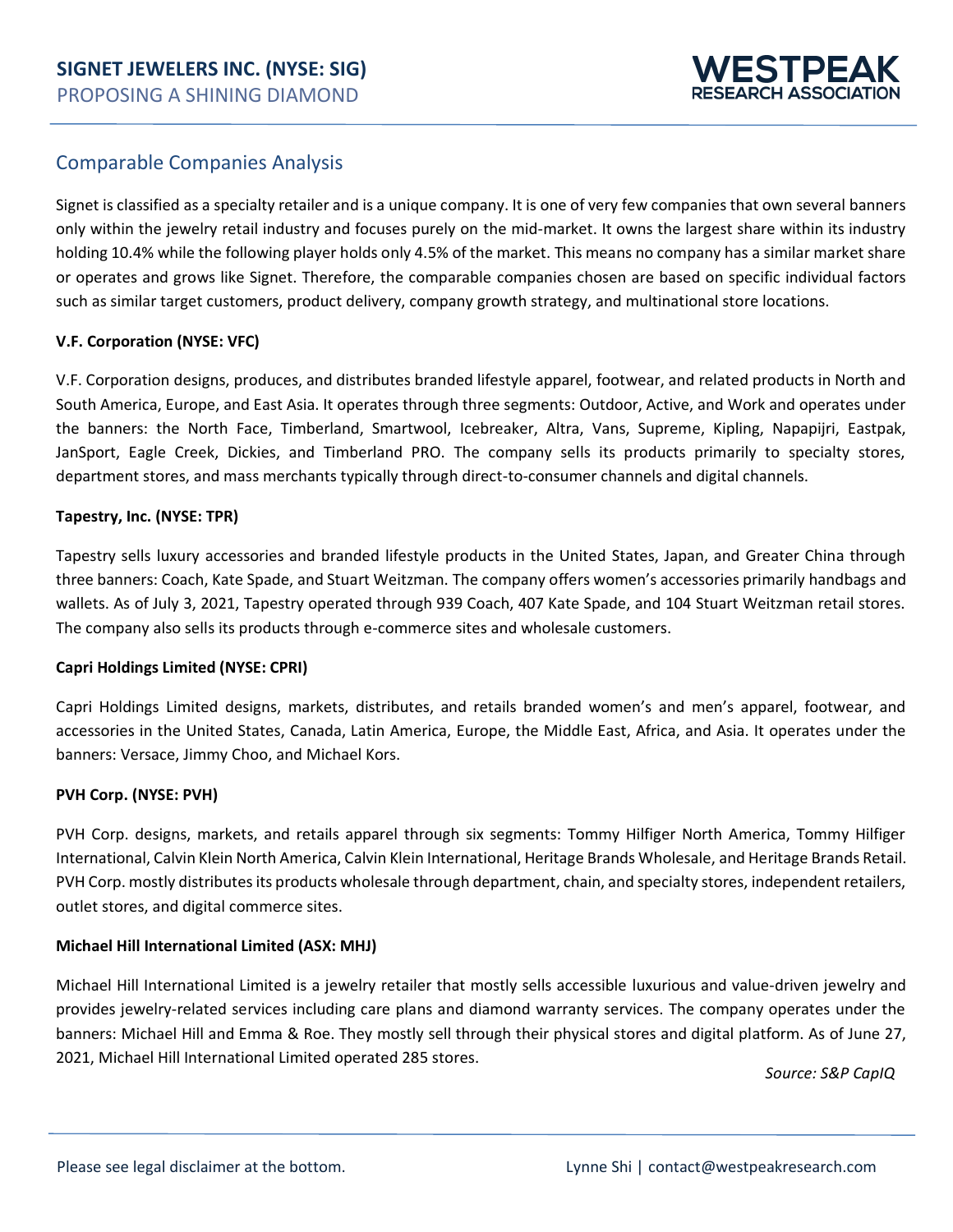## Comparable Companies Analysis

Signet is classified as a specialty retailer and is a unique company. It is one of very few companies that own several banners only within the jewelry retail industry and focuses purely on the mid-market. It owns the largest share within its industry holding 10.4% while the following player holds only 4.5% of the market. This means no company has a similar market share or operates and grows like Signet. Therefore, the comparable companies chosen are based on specific individual factors such as similar target customers, product delivery, company growth strategy, and multinational store locations.

**V.F. Corporation (NYSE: VFC)**

V.F. Corporation designs, produces, and distributes branded lifestyle apparel, footwear, and related products in North and South America, Europe, and East Asia. It operates through three segments: Outdoor, Active, and Work and operates under the banners: the North Face, Timberland, Smartwool, Icebreaker, Altra, Vans, Supreme, Kipling, Napapijri, Eastpak, JanSport, Eagle Creek, Dickies, and Timberland PRO. The company sells its products primarily to specialty stores, department stores, and mass merchants typically through direct-to-consumer channels and digital channels.

**Tapestry, Inc. (NYSE: TPR)**

Tapestry sells luxury accessories and branded lifestyle products in the United States, Japan, and Greater China through three banners: Coach, Kate Spade, and Stuart Weitzman. The company offers women's accessories primarily handbags and wallets. As of July 3, 2021, Tapestry operated through 939 Coach, 407 Kate Spade, and 104 Stuart Weitzman retail stores. The company also sells its products through e-commerce sites and wholesale customers.

**Capri Holdings Limited (NYSE: CPRI)**

Capri Holdings Limited designs, markets, distributes, and retails branded women's and men's apparel, footwear, and accessories in the United States, Canada, Latin America, Europe, the Middle East, Africa, and Asia. It operates under the banners: Versace, Jimmy Choo, and Michael Kors.

**PVH Corp. (NYSE: PVH)**

PVH Corp. designs, markets, and retails apparel through six segments: Tommy Hilfiger North America, Tommy Hilfiger International, Calvin Klein North America, Calvin Klein International, Heritage Brands Wholesale, and Heritage Brands Retail. PVH Corp. mostly distributes its products wholesale through department, chain, and specialty stores, independent retailers, outlet stores, and digital commerce sites.

**Michael Hill International Limited (ASX: MHJ)**

Michael Hill International Limited is a jewelry retailer that mostly sells accessible luxurious and value-driven jewelry and provides jewelry-related services including care plans and diamond warranty services. The company operates under the banners: Michael Hill and Emma & Roe. They mostly sell through their physical stores and digital platform. As of June 27, 2021, Michael Hill International Limited operated 285 stores.

*Source: S&P CapIQ*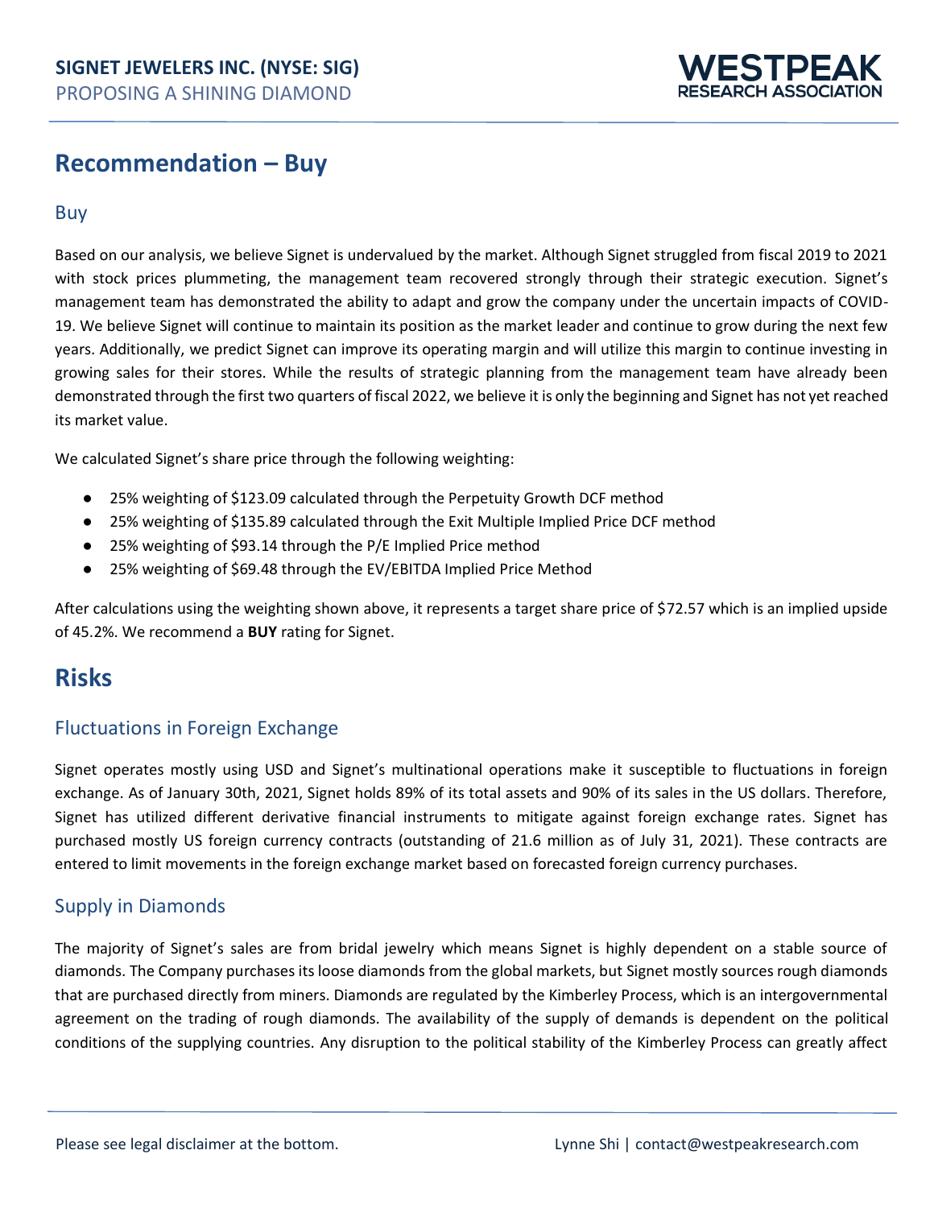# Recommendation – Buy

## Buy

Based on our analysis, we believe Signet is undervalued by the market. Although Signet struggled from fiscal 2019 to 2021 with stock prices plummeting, the management team recovered strongly through their strategic execution. Signet's management team has demonstrated the ability to adapt and grow the company under the uncertain impacts of COVID-19. We believe Signet will continue to maintain its position as the market leader and continue to grow during the next few years. Additionally, we predict Signet can improve its operating margin and will utilize this margin to continue investing in growing sales for their stores. While the results of strategic planning from the management team have already been demonstrated through the first two quarters of fiscal 2022, we believe it is only the beginning and Signet has not yet reached its market value.

We calculated Signet's share price through the following weighting:

- 25% weighting of $123.09 calculated through the Perpetuity Growth DCF method
- 25% weighting of $135.89 calculated through the Exit Multiple Implied Price DCF method
- 25% weighting of $93.14 through the P/E Implied Price method
- 25% weighting of $69.48 through the EV/EBITDA Implied Price Method

After calculations using the weighting shown above, it represents a target share price of $72.57 which is an implied upside of 45.2%. We recommend a **BUY** rating for Signet.

# Risks

## Fluctuations in Foreign Exchange

Signet operates mostly using USD and Signet's multinational operations make it susceptible to fluctuations in foreign exchange. As of January 30th, 2021, Signet holds 89% of its total assets and 90% of its sales in the US dollars. Therefore, Signet has utilized different derivative financial instruments to mitigate against foreign exchange rates. Signet has purchased mostly US foreign currency contracts (outstanding of 21.6 million as of July 31, 2021). These contracts are entered to limit movements in the foreign exchange market based on forecasted foreign currency purchases.

## Supply in Diamonds

The majority of Signet's sales are from bridal jewelry which means Signet is highly dependent on a stable source of diamonds. The Company purchases its loose diamonds from the global markets, but Signet mostly sources rough diamonds that are purchased directly from miners. Diamonds are regulated by the Kimberley Process, which is an intergovernmental agreement on the trading of rough diamonds. The availability of the supply of demands is dependent on the political conditions of the supplying countries. Any disruption to the political stability of the Kimberley Process can greatly affect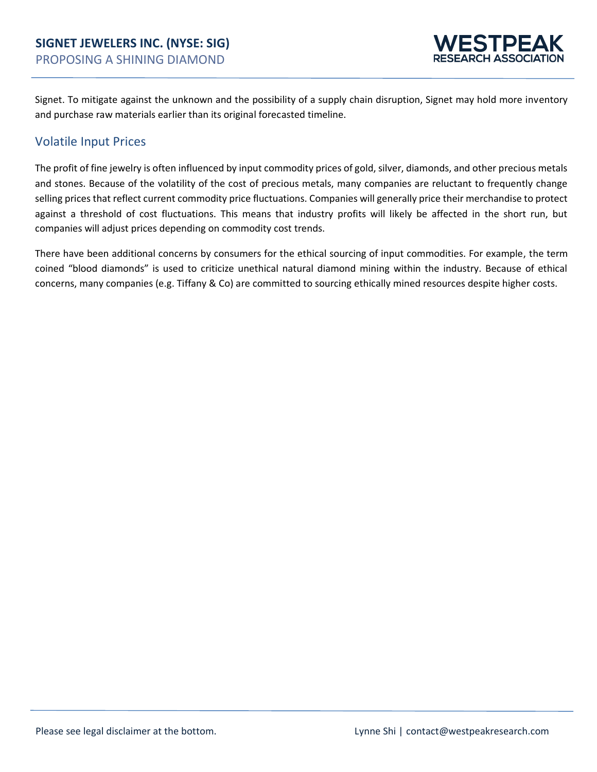Signet. To mitigate against the unknown and the possibility of a supply chain disruption, Signet may hold more inventory and purchase raw materials earlier than its original forecasted timeline.

## Volatile Input Prices

The profit of fine jewelry is often influenced by input commodity prices of gold, silver, diamonds, and other precious metals and stones. Because of the volatility of the cost of precious metals, many companies are reluctant to frequently change selling prices that reflect current commodity price fluctuations. Companies will generally price their merchandise to protect against a threshold of cost fluctuations. This means that industry profits will likely be affected in the short run, but companies will adjust prices depending on commodity cost trends.

There have been additional concerns by consumers for the ethical sourcing of input commodities. For example, the term coined "blood diamonds" is used to criticize unethical natural diamond mining within the industry. Because of ethical concerns, many companies (e.g. Tiffany & Co) are committed to sourcing ethically mined resources despite higher costs.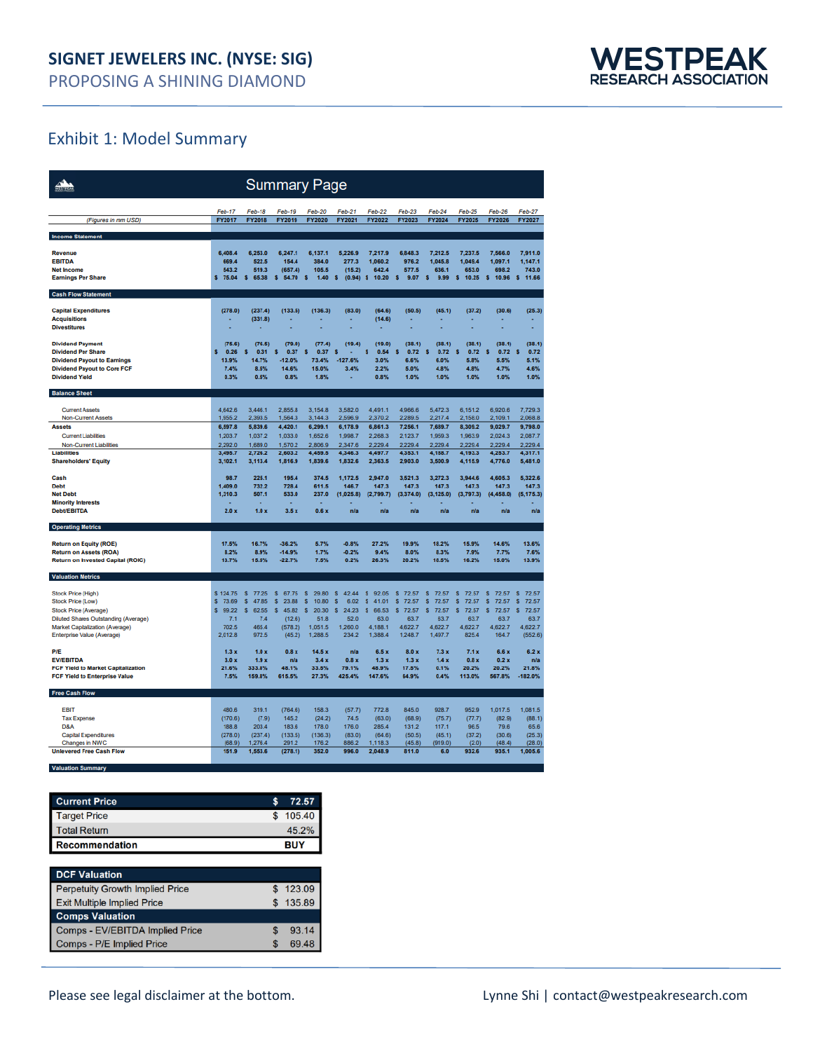## Exhibit 1: Model Summary

### Summary Page

| (Figures in mm USD) | Feb-17 FY2017 | Feb-18 FY2018 | Feb-19 FY2019 | Feb-20 FY2020 | Feb-21 FY2021 | Feb-22 FY2022 | Feb-23 FY2023 | Feb-24 FY2024 | Feb-25 FY2025 | Feb-26 FY2026 | Feb-27 FY2027 |
|---|---|---|---|---|---|---|---|---|---|---|---|
| **Income Statement** | | | | | | | | | | | |
| Revenue | 6,408.4 | 6,253.0 | 6,247.1 | 6,137.1 | 5,226.9 | 7,217.9 | 6,848.3 | 7,212.5 | 7,237.5 | 7,566.0 | 7,911.0 |
| EBITDA | 669.4 | 522.5 | 154.4 | 384.0 | 277.3 | 1,060.2 | 976.2 | 1,045.8 | 1,049.4 | 1,097.1 | 1,147.1 |
| Net Income | 543.2 | 519.3 | (657.4) | 105.5 | (15.2) | 642.4 | 577.5 | 636.1 | 653.0 | 698.2 | 743.0 |
| Earnings Per Share | $ 75.04 | $ 65.38 | $ 54.70 | $ 1.40 | $ (0.94) | $ 10.20 | $ 9.07 | $ 9.99 | $ 10.25 | $ 10.96 | $ 11.66 |
| **Cash Flow Statement** | | | | | | | | | | | |
| Capital Expenditures | (278.0) | (237.4) | (133.5) | (136.3) | (83.0) | (64.6) | (50.5) | (45.1) | (37.2) | (30.6) | (25.3) |
| Acquisitions | - | (331.8) | - | - | - | (14.6) | - | - | - | - | - |
| Divestitures | - | - | - | - | - | - | - | - | - | - | - |
| Dividend Payment | (75.6) | (76.5) | (79.0) | (77.4) | (19.4) | (19.0) | (38.1) | (38.1) | (38.1) | (38.1) | (38.1) |
| Dividend Per Share | $ 0.26 | $ 0.31 | $ 0.37 | $ 0.37 | $ - | $ 0.54 | $ 0.72 | $ 0.72 | $ 0.72 | $ 0.72 | $ 0.72 |
| Dividend Payout to Earnings | 13.9% | 14.7% | -12.0% | 73.4% | -127.6% | 3.0% | 6.6% | 6.0% | 5.8% | 5.5% | 5.1% |
| Dividend Payout to Core FCF | 7.4% | 8.5% | 14.6% | 15.0% | 3.4% | 2.2% | 5.0% | 4.8% | 4.8% | 4.7% | 4.6% |
| Dividend Yield | 0.3% | 0.5% | 0.8% | 1.8% | - | 0.8% | 1.0% | 1.0% | 1.0% | 1.0% | 1.0% |
| **Balance Sheet** | | | | | | | | | | | |
| Current Assets | 4,642.6 | 3,446.1 | 2,855.8 | 3,154.8 | 3,582.0 | 4,491.1 | 4,966.6 | 5,472.3 | 6,151.2 | 6,920.6 | 7,729.3 |
| Non-Current Assets | 1,955.2 | 2,393.5 | 1,564.3 | 3,144.3 | 2,596.9 | 2,370.2 | 2,289.5 | 2,217.4 | 2,158.0 | 2,109.1 | 2,068.8 |
| Assets | 6,597.8 | 5,839.6 | 4,420.1 | 6,299.1 | 6,178.9 | 6,861.3 | 7,256.1 | 7,689.7 | 8,309.2 | 9,029.7 | 9,798.0 |
| Current Liabilities | 1,203.7 | 1,037.2 | 1,033.0 | 1,652.6 | 1,998.7 | 2,268.3 | 2,123.7 | 1,959.3 | 1,963.9 | 2,024.3 | 2,087.7 |
| Non-Current Liabilities | 2,292.0 | 1,689.0 | 1,570.2 | 2,806.9 | 2,347.6 | 2,229.4 | 2,229.4 | 2,229.4 | 2,229.4 | 2,229.4 | 2,229.4 |
| Liabilities | 3,495.7 | 2,726.2 | 2,603.2 | 4,459.5 | 4,346.3 | 4,497.7 | 4,353.1 | 4,188.7 | 4,193.3 | 4,253.7 | 4,317.1 |
| Shareholders' Equity | 3,102.1 | 3,113.4 | 1,816.9 | 1,839.6 | 1,832.6 | 2,363.5 | 2,903.0 | 3,500.9 | 4,115.9 | 4,776.0 | 5,481.0 |
| Cash | 98.7 | 225.1 | 195.4 | 374.5 | 1,172.5 | 2,947.0 | 3,521.3 | 3,272.3 | 3,944.6 | 4,605.3 | 5,322.6 |
| Debt | 1,409.0 | 732.2 | 728.4 | 611.5 | 146.7 | 147.3 | 147.3 | 147.3 | 147.3 | 147.3 | 147.3 |
| Net Debt | 1,310.3 | 507.1 | 533.0 | 237.0 | (1,025.8) | (2,799.7) | (3,374.0) | (3,125.0) | (3,797.3) | (4,458.0) | (5,175.3) |
| Minority Interests | - | - | - | - | - | - | - | - | - | - | - |
| Debt/EBITDA | 2.0 x | 1.0 x | 3.5 x | 0.6 x | n/a | n/a | n/a | n/a | n/a | n/a | n/a |
| **Operating Metrics** | | | | | | | | | | | |
| Return on Equity (ROE) | 17.5% | 16.7% | -36.2% | 5.7% | -0.8% | 27.2% | 19.9% | 18.2% | 15.9% | 14.6% | 13.6% |
| Return on Assets (ROA) | 8.2% | 8.9% | -14.9% | 1.7% | -0.2% | 9.4% | 8.0% | 8.3% | 7.9% | 7.7% | 7.6% |
| Return on Invested Capital (ROIC) | 13.7% | 15.0% | -22.7% | 7.5% | 0.2% | 26.3% | 20.2% | 18.0% | 16.2% | 15.0% | 13.9% |
| **Valuation Metrics** | | | | | | | | | | | |
| Stock Price (High) | $ 124.75 | $ 77.25 | $ 67.75 | $ 29.80 | $ 42.44 | $ 92.05 | $ 72.57 | $ 72.57 | $ 72.57 | $ 72.57 | $ 72.57 |
| Stock Price (Low) | $ 73.69 | $ 47.85 | $ 23.88 | $ 10.80 | $ 6.02 | $ 41.01 | $ 72.57 | $ 72.57 | $ 72.57 | $ 72.57 | $ 72.57 |
| Stock Price (Average) | $ 99.22 | $ 62.55 | $ 45.82 | $ 20.30 | $ 24.23 | $ 66.53 | $ 72.57 | $ 72.57 | $ 72.57 | $ 72.57 | $ 72.57 |
| Diluted Shares Outstanding (Average) | 7.1 | 7.4 | (12.6) | 51.8 | 52.0 | 63.0 | 63.7 | 63.7 | 63.7 | 63.7 | 63.7 |
| Market Capitalization (Average) | 702.5 | 465.4 | (578.2) | 1,051.5 | 1,260.0 | 4,188.1 | 4,622.7 | 4,622.7 | 4,622.7 | 4,622.7 | 4,622.7 |
| Enterprise Value (Average) | 2,012.8 | 972.5 | (45.2) | 1,288.5 | 234.2 | 1,388.4 | 1,248.7 | 1,497.7 | 825.4 | 164.7 | (552.6) |
| P/E | 1.3 x | 1.0 x | 0.8 x | 14.5 x | n/a | 6.5 x | 8.0 x | 7.3 x | 7.1 x | 6.6 x | 6.2 x |
| EV/EBITDA | 3.0 x | 1.9 x | n/a | 3.4 x | 0.8 x | 1.3 x | 1.3 x | 1.4 x | 0.8 x | 0.2 x | n/a |
| FCF Yield to Market Capitalization | 21.6% | 333.8% | 48.1% | 33.5% | 79.1% | 48.9% | 17.5% | 0.1% | 20.2% | 20.2% | 21.8% |
| FCF Yield to Enterprise Value | 7.5% | 159.8% | 615.5% | 27.3% | 425.4% | 147.6% | 64.9% | 0.4% | 113.0% | 567.8% | -182.0% |
| **Free Cash Flow** | | | | | | | | | | | |
| EBIT | 480.6 | 319.1 | (764.6) | 158.3 | (57.7) | 772.8 | 845.0 | 928.7 | 952.9 | 1,017.5 | 1,081.5 |
| Tax Expense | (170.6) | (7.9) | 145.2 | (24.2) | 74.5 | (63.0) | (68.9) | (75.7) | (77.7) | (82.9) | (88.1) |
| D&A | 188.8 | 203.4 | 183.8 | 178.0 | 176.0 | 285.4 | 131.2 | 117.1 | 96.5 | 79.6 | 65.6 |
| Capital Expenditures | (278.0) | (237.4) | (133.5) | (136.3) | (83.0) | (64.6) | (50.5) | (45.1) | (37.2) | (30.6) | (25.3) |
| Changes in NWC | (68.9) | 1,276.4 | 291.2 | 176.2 | 886.2 | 1,118.3 | (45.8) | (919.0) | (2.0) | (48.4) | (28.0) |
| Unlevered Free Cash Flow | 151.9 | 1,553.6 | (278.1) | 352.0 | 996.0 | 2,048.9 | 811.0 | 6.0 | 932.6 | 935.1 | 1,005.6 |

### Valuation Summary

| Current Price | $ 72.57 |
|---|---|
| Target Price | $ 105.40 |
| Total Return | 45.2% |
| **Recommendation** | **BUY** |

| **DCF Valuation** | |
|---|---|
| Perpetuity Growth Implied Price | $ 123.09 |
| Exit Multiple Implied Price | $ 135.89 |
| **Comps Valuation** | |
| Comps - EV/EBITDA Implied Price | $ 93.14 |
| Comps - P/E Implied Price | $ 69.48 |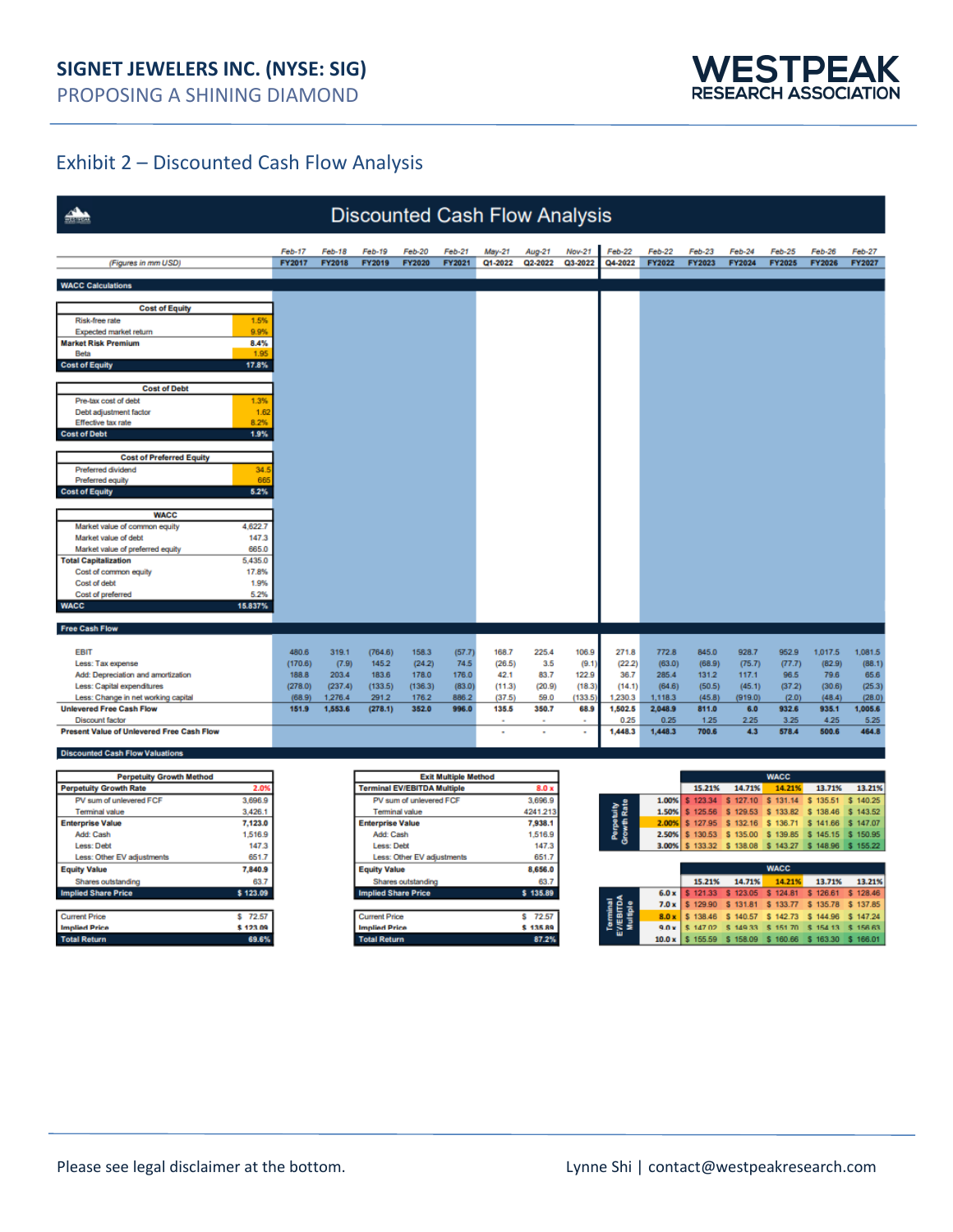## Exhibit 2 – Discounted Cash Flow Analysis

### Discounted Cash Flow Analysis

*(Figures in mm USD)*

**WACC Calculations**

| Cost of Equity | |
|---|---|
| Risk-free rate | 1.5% |
| Expected market return | 9.9% |
| **Market Risk Premium** | **8.4%** |
| Beta | 1.95 |
| **Cost of Equity** | **17.8%** |

| Cost of Debt | |
|---|---|
| Pre-tax cost of debt | 1.3% |
| Debt adjustment factor | 1.62 |
| Effective tax rate | 8.2% |
| **Cost of Debt** | **1.9%** |

| Cost of Preferred Equity | |
|---|---|
| Preferred dividend | 34.5 |
| Preferred equity | 665 |
| **Cost of Equity** | **5.2%** |

| WACC | |
|---|---|
| Market value of common equity | 4,622.7 |
| Market value of debt | 147.3 |
| Market value of preferred equity | 665.0 |
| **Total Capitalization** | **5,435.0** |
| Cost of common equity | 17.8% |
| Cost of debt | 1.9% |
| Cost of preferred | 5.2% |
| **WACC** | **15.837%** |

**Free Cash Flow**

| | Feb-17 FY2017 | Feb-18 FY2018 | Feb-19 FY2019 | Feb-20 FY2020 | Feb-21 FY2021 | May-21 Q1-2022 | Aug-21 Q2-2022 | Nov-21 Q3-2022 | Feb-22 Q4-2022 | Feb-22 FY2022 | Feb-23 FY2023 | Feb-24 FY2024 | Feb-25 FY2025 | Feb-26 FY2026 | Feb-27 FY2027 |
|---|---|---|---|---|---|---|---|---|---|---|---|---|---|---|---|
| EBIT | 480.6 | 319.1 | (764.6) | 158.3 | (57.7) | 168.7 | 225.4 | 106.9 | 271.8 | 772.8 | 845.0 | 928.7 | 952.9 | 1,017.5 | 1,081.5 |
| Less: Tax expense | (170.6) | (7.9) | 145.2 | (24.2) | 74.5 | (26.5) | 3.5 | (9.1) | (22.2) | (63.0) | (68.9) | (75.7) | (77.7) | (82.9) | (88.1) |
| Add: Depreciation and amortization | 188.8 | 203.4 | 183.6 | 178.0 | 176.0 | 42.1 | 83.7 | 122.9 | 36.7 | 285.4 | 131.2 | 117.1 | 96.5 | 79.6 | 65.6 |
| Less: Capital expenditures | (278.0) | (237.4) | (133.5) | (136.3) | (83.0) | (11.3) | (20.9) | (18.3) | (14.1) | (64.6) | (50.5) | (45.1) | (37.2) | (30.6) | (25.3) |
| Less: Change in net working capital | (68.9) | 1,276.4 | 291.2 | 176.2 | 886.2 | (37.5) | 59.0 | (133.5) | 1,230.3 | 1,118.3 | (45.8) | (919.0) | (2.0) | (48.4) | (28.0) |
| **Unlevered Free Cash Flow** | **151.9** | **1,553.6** | **(278.1)** | **352.0** | **996.0** | **135.5** | **350.7** | **68.9** | **1,502.5** | **2,048.9** | **811.0** | **6.0** | **932.6** | **935.1** | **1,005.6** |
| Discount factor | | | | | | - | - | - | 0.25 | 0.25 | 1.25 | 2.25 | 3.25 | 4.25 | 5.25 |
| **Present Value of Unlevered Free Cash Flow** | | | | | | - | - | - | **1,448.3** | **1,448.3** | **700.6** | **4.3** | **578.4** | **500.6** | **464.8** |

**Discounted Cash Flow Valuations**

| Perpetuity Growth Method | |
|---|---|
| **Perpetuity Growth Rate** | **2.0%** |
| PV sum of unlevered FCF | 3,696.9 |
| Terminal value | 3,426.1 |
| **Enterprise Value** | **7,123.0** |
| Add: Cash | 1,516.9 |
| Less: Debt | 147.3 |
| Less: Other EV adjustments | 651.7 |
| **Equity Value** | **7,840.9** |
| Shares outstanding | 63.7 |
| **Implied Share Price** | **$ 123.09** |
| Current Price | $ 72.57 |
| **Implied Price** | **$ 123.09** |
| **Total Return** | **69.6%** |

| Exit Multiple Method | |
|---|---|
| **Terminal EV/EBITDA Multiple** | **8.0 x** |
| PV sum of unlevered FCF | 3,696.9 |
| Terminal value | 4241.213 |
| **Enterprise Value** | **7,938.1** |
| Add: Cash | 1,516.9 |
| Less: Debt | 147.3 |
| Less: Other EV adjustments | 651.7 |
| **Equity Value** | **8,656.0** |
| Shares outstanding | 63.7 |
| **Implied Share Price** | **$ 135.89** |
| Current Price | $ 72.57 |
| **Implied Price** | **$ 135.89** |
| **Total Return** | **87.2%** |

| Perpetuity Growth Rate \ WACC | 15.21% | 14.71% | 14.21% | 13.71% | 13.21% |
|---|---|---|---|---|---|
| 1.00% | $ 123.34 | $ 127.10 | $ 131.14 | $ 135.51 | $ 140.25 |
| 1.50% | $ 125.56 | $ 129.53 | $ 133.82 | $ 138.46 | $ 143.52 |
| 2.00% | $ 127.95 | $ 132.16 | $ 136.71 | $ 141.66 | $ 147.07 |
| 2.50% | $ 130.53 | $ 135.00 | $ 139.85 | $ 145.15 | $ 150.95 |
| 3.00% | $ 133.32 | $ 138.08 | $ 143.27 | $ 148.96 | $ 155.22 |

| Terminal EV/EBITDA Multiple \ WACC | 15.21% | 14.71% | 14.21% | 13.71% | 13.21% |
|---|---|---|---|---|---|
| 6.0 x | $ 121.33 | $ 123.05 | $ 124.81 | $ 126.61 | $ 128.46 |
| 7.0 x | $ 129.90 | $ 131.81 | $ 133.77 | $ 135.78 | $ 137.85 |
| 8.0 x | $ 138.46 | $ 140.57 | $ 142.73 | $ 144.96 | $ 147.24 |
| 9.0 x | $ 147.02 | $ 149.33 | $ 151.70 | $ 154.13 | $ 156.63 |
| 10.0 x | $ 155.59 | $ 158.09 | $ 160.66 | $ 163.30 | $ 166.01 |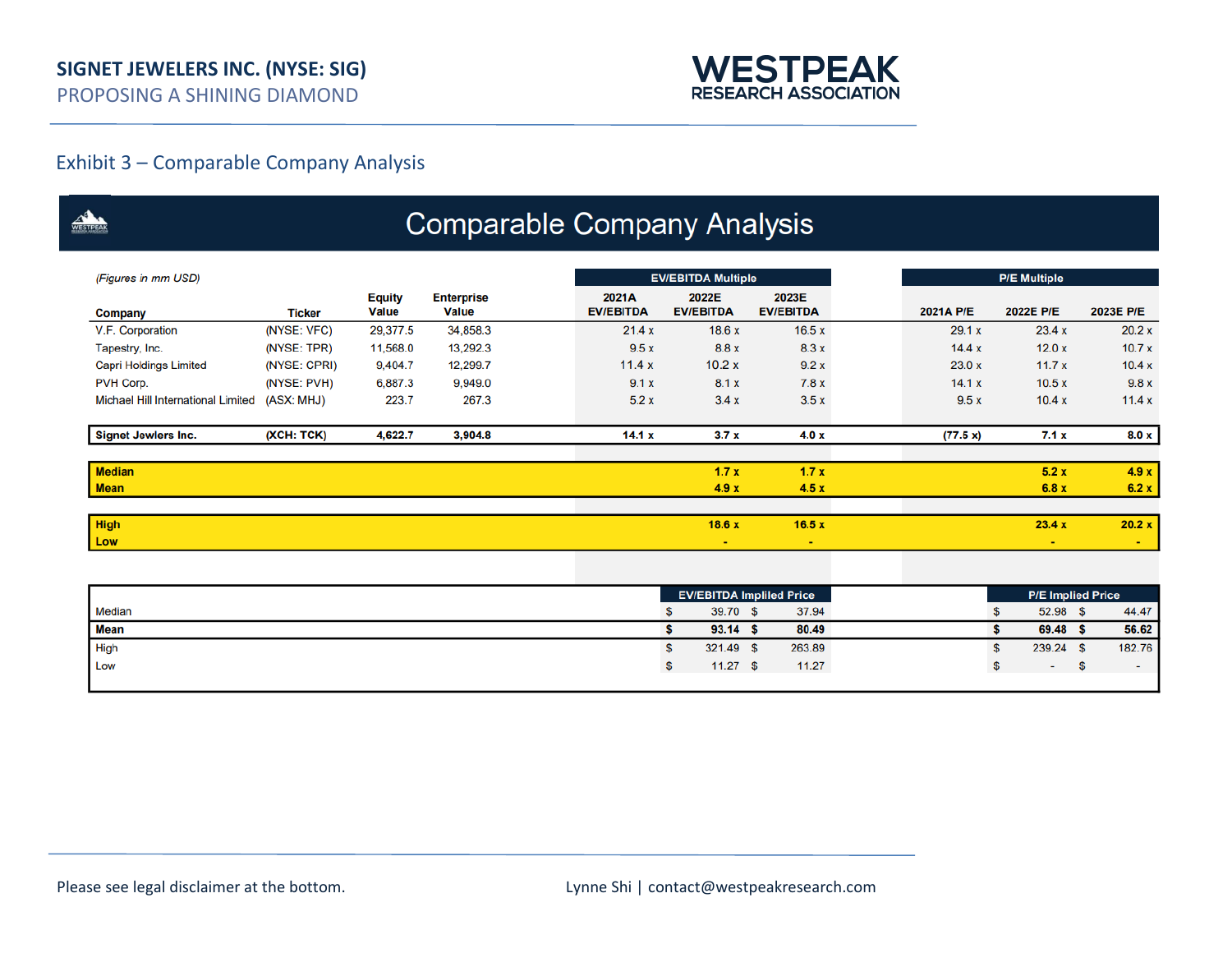## Exhibit 3 – Comparable Company Analysis

### Comparable Company Analysis

*(Figures in mm USD)*

| Company | Ticker | Equity Value | Enterprise Value | 2021A EV/EBITDA | 2022E EV/EBITDA | 2023E EV/EBITDA | 2021A P/E | 2022E P/E | 2023E P/E |
|---|---|---|---|---|---|---|---|---|---|
| | | | | **EV/EBITDA Multiple** | | | **P/E Multiple** | | |
| V.F. Corporation | (NYSE: VFC) | 29,377.5 | 34,858.3 | 21.4 x | 18.6 x | 16.5 x | 29.1 x | 23.4 x | 20.2 x |
| Tapestry, Inc. | (NYSE: TPR) | 11,568.0 | 13,292.3 | 9.5 x | 8.8 x | 8.3 x | 14.4 x | 12.0 x | 10.7 x |
| Capri Holdings Limited | (NYSE: CPRI) | 9,404.7 | 12,299.7 | 11.4 x | 10.2 x | 9.2 x | 23.0 x | 11.7 x | 10.4 x |
| PVH Corp. | (NYSE: PVH) | 6,887.3 | 9,949.0 | 9.1 x | 8.1 x | 7.8 x | 14.1 x | 10.5 x | 9.8 x |
| Michael Hill International Limited | (ASX: MHJ) | 223.7 | 267.3 | 5.2 x | 3.4 x | 3.5 x | 9.5 x | 10.4 x | 11.4 x |
| **Signet Jewlers Inc.** | **(XCH: TCK)** | **4,622.7** | **3,904.8** | **14.1 x** | **3.7 x** | **4.0 x** | **(77.5 x)** | **7.1 x** | **8.0 x** |
| **Median** | | | | | **1.7 x** | **1.7 x** | | **5.2 x** | **4.9 x** |
| **Mean** | | | | | **4.9 x** | **4.5 x** | | **6.8 x** | **6.2 x** |
| **High** | | | | | **18.6 x** | **16.5 x** | | **23.4 x** | **20.2 x** |
| **Low** | | | | | **-** | **-** | | **-** | **-** |

| | EV/EBITDA Implied Price | | P/E Implied Price | |
|---|---|---|---|---|
| Median | $ 39.70 | $ 37.94 | $ 52.98 | $ 44.47 |
| **Mean** | **$ 93.14** | **$ 80.49** | **$ 69.48** | **$ 56.62** |
| High | $ 321.49 | $ 263.89 | $ 239.24 | $ 182.76 |
| Low | $ 11.27 | $ 11.27 | $ - | $ - |

Please see legal disclaimer at the bottom.

Lynne Shi | contact@westpeakresearch.com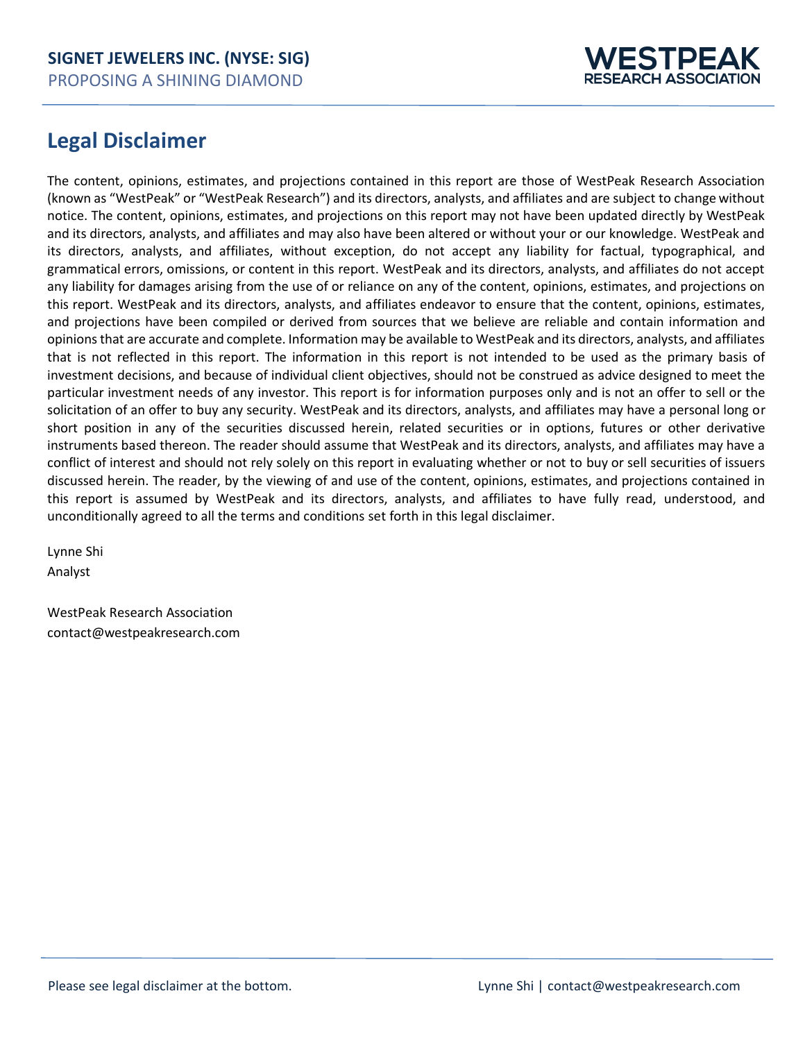## Legal Disclaimer

The content, opinions, estimates, and projections contained in this report are those of WestPeak Research Association (known as "WestPeak" or "WestPeak Research") and its directors, analysts, and affiliates and are subject to change without notice. The content, opinions, estimates, and projections on this report may not have been updated directly by WestPeak and its directors, analysts, and affiliates and may also have been altered or without your or our knowledge. WestPeak and its directors, analysts, and affiliates, without exception, do not accept any liability for factual, typographical, and grammatical errors, omissions, or content in this report. WestPeak and its directors, analysts, and affiliates do not accept any liability for damages arising from the use of or reliance on any of the content, opinions, estimates, and projections on this report. WestPeak and its directors, analysts, and affiliates endeavor to ensure that the content, opinions, estimates, and projections have been compiled or derived from sources that we believe are reliable and contain information and opinions that are accurate and complete. Information may be available to WestPeak and its directors, analysts, and affiliates that is not reflected in this report. The information in this report is not intended to be used as the primary basis of investment decisions, and because of individual client objectives, should not be construed as advice designed to meet the particular investment needs of any investor. This report is for information purposes only and is not an offer to sell or the solicitation of an offer to buy any security. WestPeak and its directors, analysts, and affiliates may have a personal long or short position in any of the securities discussed herein, related securities or in options, futures or other derivative instruments based thereon. The reader should assume that WestPeak and its directors, analysts, and affiliates may have a conflict of interest and should not rely solely on this report in evaluating whether or not to buy or sell securities of issuers discussed herein. The reader, by the viewing of and use of the content, opinions, estimates, and projections contained in this report is assumed by WestPeak and its directors, analysts, and affiliates to have fully read, understood, and unconditionally agreed to all the terms and conditions set forth in this legal disclaimer.

Lynne Shi
Analyst

WestPeak Research Association
contact@westpeakresearch.com